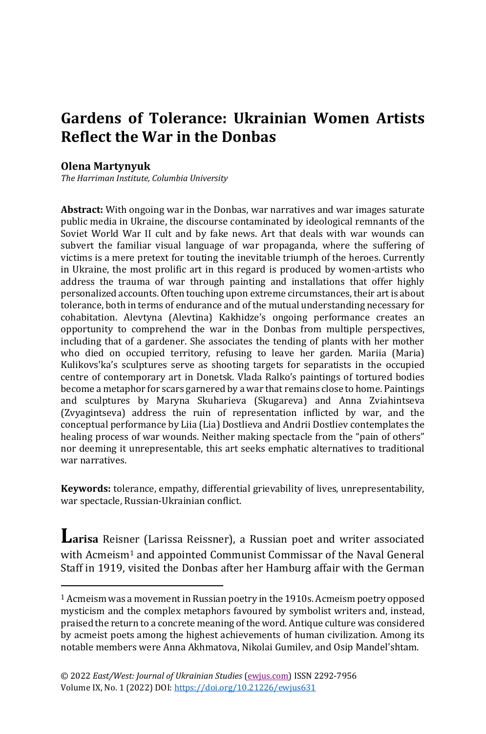# Gardens of Tolerance: Ukrainian Women Artists Reflect the War in the Donbas

**Olena Martynyuk**

*The Harriman Institute, Columbia University*

**Abstract:** With ongoing war in the Donbas, war narratives and war images saturate public media in Ukraine, the discourse contaminated by ideological remnants of the Soviet World War II cult and by fake news. Art that deals with war wounds can subvert the familiar visual language of war propaganda, where the suffering of victims is a mere pretext for touting the inevitable triumph of the heroes. Currently in Ukraine, the most prolific art in this regard is produced by women-artists who address the trauma of war through painting and installations that offer highly personalized accounts. Often touching upon extreme circumstances, their art is about tolerance, both in terms of endurance and of the mutual understanding necessary for cohabitation. Alevtyna (Alevtina) Kakhidze's ongoing performance creates an opportunity to comprehend the war in the Donbas from multiple perspectives, including that of a gardener. She associates the tending of plants with her mother who died on occupied territory, refusing to leave her garden. Mariia (Maria) Kulikovs'ka's sculptures serve as shooting targets for separatists in the occupied centre of contemporary art in Donetsk. Vlada Ralko's paintings of tortured bodies become a metaphor for scars garnered by a war that remains close to home. Paintings and sculptures by Maryna Skuharieva (Skugareva) and Anna Zviahintseva (Zvyagintseva) address the ruin of representation inflicted by war, and the conceptual performance by Liia (Lia) Dostlieva and Andrii Dostliev contemplates the healing process of war wounds. Neither making spectacle from the "pain of others" nor deeming it unrepresentable, this art seeks emphatic alternatives to traditional war narratives.

**Keywords:** tolerance, empathy, differential grievability of lives, unrepresentability, war spectacle, Russian-Ukrainian conflict.

**Larisa** Reisner (Larissa Reissner), a Russian poet and writer associated with Acmeism[1] and appointed Communist Commissar of the Naval General Staff in 1919, visited the Donbas after her Hamburg affair with the German

[1] Acmeism was a movement in Russian poetry in the 1910s. Acmeism poetry opposed mysticism and the complex metaphors favoured by symbolist writers and, instead, praised the return to a concrete meaning of the word. Antique culture was considered by acmeist poets among the highest achievements of human civilization. Among its notable members were Anna Akhmatova, Nikolai Gumilev, and Osip Mandel'shtam.

© 2022 *East/West: Journal of Ukrainian Studies* (ewjus.com) ISSN 2292-7956
Volume IX, No. 1 (2022) DOI: https://doi.org/10.21226/ewjus631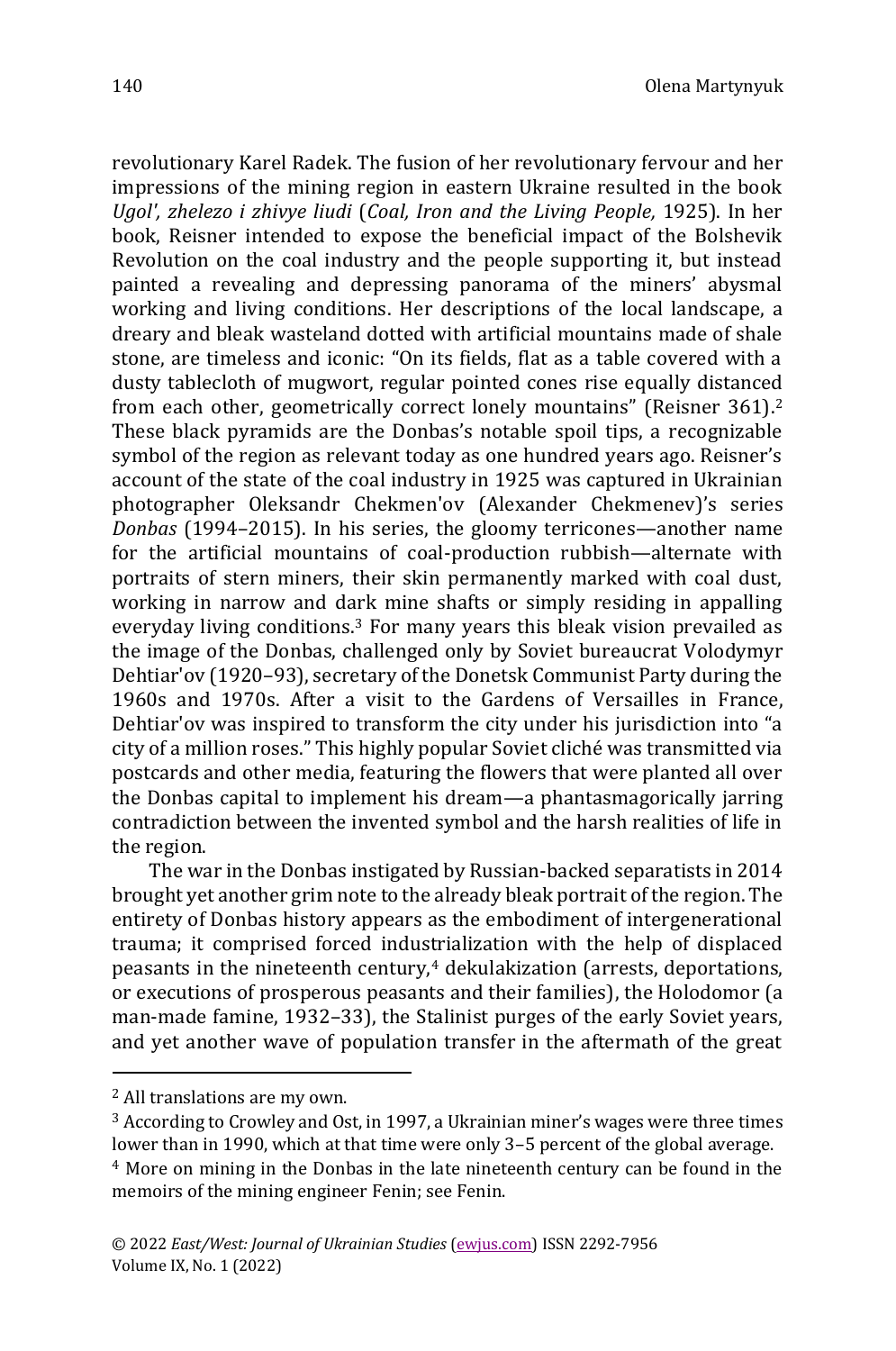revolutionary Karel Radek. The fusion of her revolutionary fervour and her impressions of the mining region in eastern Ukraine resulted in the book *Ugol', zhelezo i zhivye liudi* (*Coal, Iron and the Living People,* 1925). In her book, Reisner intended to expose the beneficial impact of the Bolshevik Revolution on the coal industry and the people supporting it, but instead painted a revealing and depressing panorama of the miners' abysmal working and living conditions. Her descriptions of the local landscape, a dreary and bleak wasteland dotted with artificial mountains made of shale stone, are timeless and iconic: "On its fields, flat as a table covered with a dusty tablecloth of mugwort, regular pointed cones rise equally distanced from each other, geometrically correct lonely mountains" (Reisner 361).[2] These black pyramids are the Donbas's notable spoil tips, a recognizable symbol of the region as relevant today as one hundred years ago. Reisner's account of the state of the coal industry in 1925 was captured in Ukrainian photographer Oleksandr Chekmen'ov (Alexander Chekmenev)'s series *Donbas* (1994–2015). In his series, the gloomy terricones—another name for the artificial mountains of coal-production rubbish—alternate with portraits of stern miners, their skin permanently marked with coal dust, working in narrow and dark mine shafts or simply residing in appalling everyday living conditions.[3] For many years this bleak vision prevailed as the image of the Donbas, challenged only by Soviet bureaucrat Volodymyr Dehtiar'ov (1920–93), secretary of the Donetsk Communist Party during the 1960s and 1970s. After a visit to the Gardens of Versailles in France, Dehtiar'ov was inspired to transform the city under his jurisdiction into "a city of a million roses." This highly popular Soviet cliché was transmitted via postcards and other media, featuring the flowers that were planted all over the Donbas capital to implement his dream—a phantasmagorically jarring contradiction between the invented symbol and the harsh realities of life in the region.

The war in the Donbas instigated by Russian-backed separatists in 2014 brought yet another grim note to the already bleak portrait of the region. The entirety of Donbas history appears as the embodiment of intergenerational trauma; it comprised forced industrialization with the help of displaced peasants in the nineteenth century,[4] dekulakization (arrests, deportations, or executions of prosperous peasants and their families), the Holodomor (a man-made famine, 1932–33), the Stalinist purges of the early Soviet years, and yet another wave of population transfer in the aftermath of the great

---

[2] All translations are my own.

[3] According to Crowley and Ost, in 1997, a Ukrainian miner's wages were three times lower than in 1990, which at that time were only 3–5 percent of the global average.

[4] More on mining in the Donbas in the late nineteenth century can be found in the memoirs of the mining engineer Fenin; see Fenin.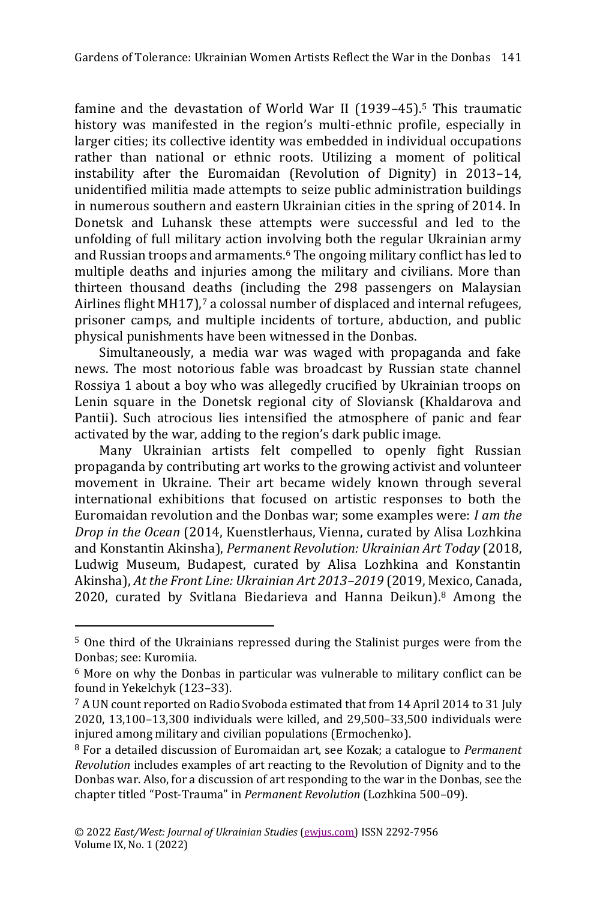famine and the devastation of World War II (1939–45).[5] This traumatic history was manifested in the region's multi-ethnic profile, especially in larger cities; its collective identity was embedded in individual occupations rather than national or ethnic roots. Utilizing a moment of political instability after the Euromaidan (Revolution of Dignity) in 2013–14, unidentified militia made attempts to seize public administration buildings in numerous southern and eastern Ukrainian cities in the spring of 2014. In Donetsk and Luhansk these attempts were successful and led to the unfolding of full military action involving both the regular Ukrainian army and Russian troops and armaments.[6] The ongoing military conflict has led to multiple deaths and injuries among the military and civilians. More than thirteen thousand deaths (including the 298 passengers on Malaysian Airlines flight MH17),[7] a colossal number of displaced and internal refugees, prisoner camps, and multiple incidents of torture, abduction, and public physical punishments have been witnessed in the Donbas.

Simultaneously, a media war was waged with propaganda and fake news. The most notorious fable was broadcast by Russian state channel Rossiya 1 about a boy who was allegedly crucified by Ukrainian troops on Lenin square in the Donetsk regional city of Sloviansk (Khaldarova and Pantii). Such atrocious lies intensified the atmosphere of panic and fear activated by the war, adding to the region's dark public image.

Many Ukrainian artists felt compelled to openly fight Russian propaganda by contributing art works to the growing activist and volunteer movement in Ukraine. Their art became widely known through several international exhibitions that focused on artistic responses to both the Euromaidan revolution and the Donbas war; some examples were: *I am the Drop in the Ocean* (2014, Kuenstlerhaus, Vienna, curated by Alisa Lozhkina and Konstantin Akinsha), *Permanent Revolution: Ukrainian Art Today* (2018, Ludwig Museum, Budapest, curated by Alisa Lozhkina and Konstantin Akinsha), *At the Front Line: Ukrainian Art 2013–2019* (2019, Mexico, Canada, 2020, curated by Svitlana Biedarieva and Hanna Deikun).[8] Among the

[5] One third of the Ukrainians repressed during the Stalinist purges were from the Donbas; see: Kuromiia.

[6] More on why the Donbas in particular was vulnerable to military conflict can be found in Yekelchyk (123–33).

[7] A UN count reported on Radio Svoboda estimated that from 14 April 2014 to 31 July 2020, 13,100–13,300 individuals were killed, and 29,500–33,500 individuals were injured among military and civilian populations (Ermochenko).

[8] For a detailed discussion of Euromaidan art, see Kozak; a catalogue to *Permanent Revolution* includes examples of art reacting to the Revolution of Dignity and to the Donbas war. Also, for a discussion of art responding to the war in the Donbas, see the chapter titled "Post-Trauma" in *Permanent Revolution* (Lozhkina 500–09).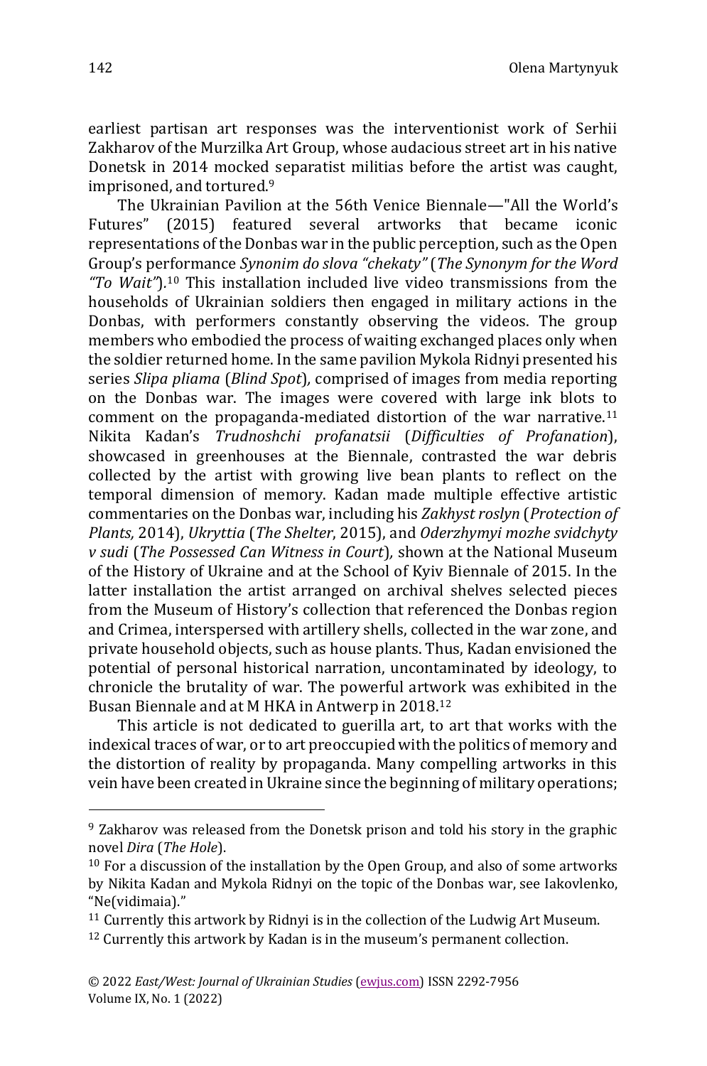earliest partisan art responses was the interventionist work of Serhii Zakharov of the Murzilka Art Group, whose audacious street art in his native Donetsk in 2014 mocked separatist militias before the artist was caught, imprisoned, and tortured.[9]

The Ukrainian Pavilion at the 56th Venice Biennale—"All the World's Futures" (2015) featured several artworks that became iconic representations of the Donbas war in the public perception, such as the Open Group's performance *Synonim do slova "chekaty"* (*The Synonym for the Word "To Wait"*).[10] This installation included live video transmissions from the households of Ukrainian soldiers then engaged in military actions in the Donbas, with performers constantly observing the videos. The group members who embodied the process of waiting exchanged places only when the soldier returned home. In the same pavilion Mykola Ridnyi presented his series *Slipa pliama* (*Blind Spot*), comprised of images from media reporting on the Donbas war. The images were covered with large ink blots to comment on the propaganda-mediated distortion of the war narrative.[11] Nikita Kadan's *Trudnoshchi profanatsii* (*Difficulties of Profanation*), showcased in greenhouses at the Biennale, contrasted the war debris collected by the artist with growing live bean plants to reflect on the temporal dimension of memory. Kadan made multiple effective artistic commentaries on the Donbas war, including his *Zakhyst roslyn* (*Protection of Plants,* 2014), *Ukryttia* (*The Shelter*, 2015), and *Oderzhymyi mozhe svidchyty v sudi* (*The Possessed Can Witness in Court*), shown at the National Museum of the History of Ukraine and at the School of Kyiv Biennale of 2015. In the latter installation the artist arranged on archival shelves selected pieces from the Museum of History's collection that referenced the Donbas region and Crimea, interspersed with artillery shells, collected in the war zone, and private household objects, such as house plants. Thus, Kadan envisioned the potential of personal historical narration, uncontaminated by ideology, to chronicle the brutality of war. The powerful artwork was exhibited in the Busan Biennale and at M HKA in Antwerp in 2018.[12]

This article is not dedicated to guerilla art, to art that works with the indexical traces of war, or to art preoccupied with the politics of memory and the distortion of reality by propaganda. Many compelling artworks in this vein have been created in Ukraine since the beginning of military operations;

---

[9] Zakharov was released from the Donetsk prison and told his story in the graphic novel *Dira* (*The Hole*).

[10] For a discussion of the installation by the Open Group, and also of some artworks by Nikita Kadan and Mykola Ridnyi on the topic of the Donbas war, see Iakovlenko, "Ne(vidimaia)."

[11] Currently this artwork by Ridnyi is in the collection of the Ludwig Art Museum.

[12] Currently this artwork by Kadan is in the museum's permanent collection.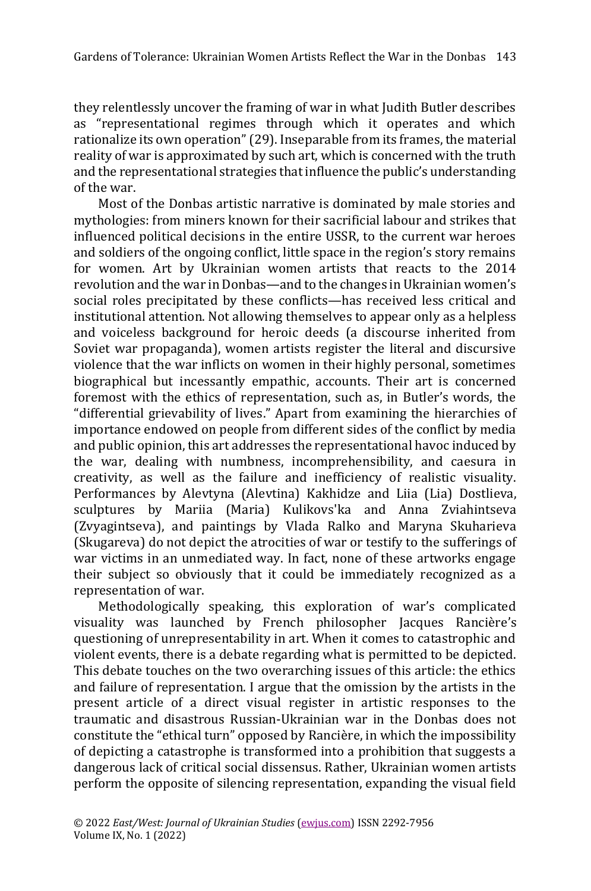they relentlessly uncover the framing of war in what Judith Butler describes as "representational regimes through which it operates and which rationalize its own operation" (29). Inseparable from its frames, the material reality of war is approximated by such art, which is concerned with the truth and the representational strategies that influence the public's understanding of the war.

Most of the Donbas artistic narrative is dominated by male stories and mythologies: from miners known for their sacrificial labour and strikes that influenced political decisions in the entire USSR, to the current war heroes and soldiers of the ongoing conflict, little space in the region's story remains for women. Art by Ukrainian women artists that reacts to the 2014 revolution and the war in Donbas—and to the changes in Ukrainian women's social roles precipitated by these conflicts—has received less critical and institutional attention. Not allowing themselves to appear only as a helpless and voiceless background for heroic deeds (a discourse inherited from Soviet war propaganda), women artists register the literal and discursive violence that the war inflicts on women in their highly personal, sometimes biographical but incessantly empathic, accounts. Their art is concerned foremost with the ethics of representation, such as, in Butler's words, the "differential grievability of lives." Apart from examining the hierarchies of importance endowed on people from different sides of the conflict by media and public opinion, this art addresses the representational havoc induced by the war, dealing with numbness, incomprehensibility, and caesura in creativity, as well as the failure and inefficiency of realistic visuality. Performances by Alevtyna (Alevtina) Kakhidze and Liia (Lia) Dostlieva, sculptures by Mariia (Maria) Kulikovs'ka and Anna Zviahintseva (Zvyagintseva), and paintings by Vlada Ralko and Maryna Skuharieva (Skugareva) do not depict the atrocities of war or testify to the sufferings of war victims in an unmediated way. In fact, none of these artworks engage their subject so obviously that it could be immediately recognized as a representation of war.

Methodologically speaking, this exploration of war's complicated visuality was launched by French philosopher Jacques Rancière's questioning of unrepresentability in art. When it comes to catastrophic and violent events, there is a debate regarding what is permitted to be depicted. This debate touches on the two overarching issues of this article: the ethics and failure of representation. I argue that the omission by the artists in the present article of a direct visual register in artistic responses to the traumatic and disastrous Russian-Ukrainian war in the Donbas does not constitute the "ethical turn" opposed by Rancière, in which the impossibility of depicting a catastrophe is transformed into a prohibition that suggests a dangerous lack of critical social dissensus. Rather, Ukrainian women artists perform the opposite of silencing representation, expanding the visual field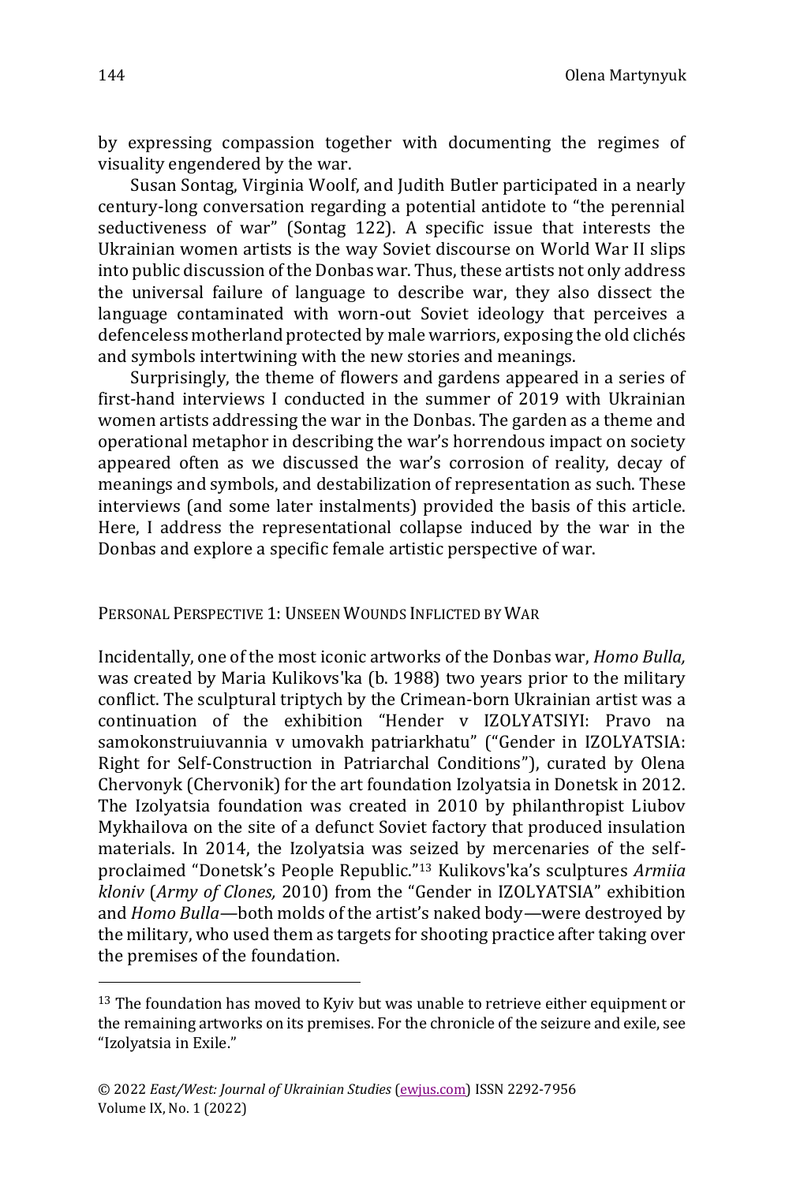by expressing compassion together with documenting the regimes of visuality engendered by the war.

Susan Sontag, Virginia Woolf, and Judith Butler participated in a nearly century-long conversation regarding a potential antidote to "the perennial seductiveness of war" (Sontag 122). A specific issue that interests the Ukrainian women artists is the way Soviet discourse on World War II slips into public discussion of the Donbas war. Thus, these artists not only address the universal failure of language to describe war, they also dissect the language contaminated with worn-out Soviet ideology that perceives a defenceless motherland protected by male warriors, exposing the old clichés and symbols intertwining with the new stories and meanings.

Surprisingly, the theme of flowers and gardens appeared in a series of first-hand interviews I conducted in the summer of 2019 with Ukrainian women artists addressing the war in the Donbas. The garden as a theme and operational metaphor in describing the war's horrendous impact on society appeared often as we discussed the war's corrosion of reality, decay of meanings and symbols, and destabilization of representation as such. These interviews (and some later instalments) provided the basis of this article. Here, I address the representational collapse induced by the war in the Donbas and explore a specific female artistic perspective of war.

## Personal Perspective 1: Unseen Wounds Inflicted by War

Incidentally, one of the most iconic artworks of the Donbas war, *Homo Bulla,* was created by Maria Kulikovs'ka (b. 1988) two years prior to the military conflict. The sculptural triptych by the Crimean-born Ukrainian artist was a continuation of the exhibition "Hender v IZOLYATSIYI: Pravo na samokonstruiuvannia v umovakh patriarkhatu" ("Gender in IZOLYATSIA: Right for Self-Construction in Patriarchal Conditions"), curated by Olena Chervonyk (Chervonik) for the art foundation Izolyatsia in Donetsk in 2012. The Izolyatsia foundation was created in 2010 by philanthropist Liubov Mykhailova on the site of a defunct Soviet factory that produced insulation materials. In 2014, the Izolyatsia was seized by mercenaries of the self-proclaimed "Donetsk's People Republic."[13] Kulikovs'ka's sculptures *Armiia kloniv* (*Army of Clones,* 2010) from the "Gender in IZOLYATSIA" exhibition and *Homo Bulla*—both molds of the artist's naked body—were destroyed by the military, who used them as targets for shooting practice after taking over the premises of the foundation.

---

[13] The foundation has moved to Kyiv but was unable to retrieve either equipment or the remaining artworks on its premises. For the chronicle of the seizure and exile, see "Izolyatsia in Exile."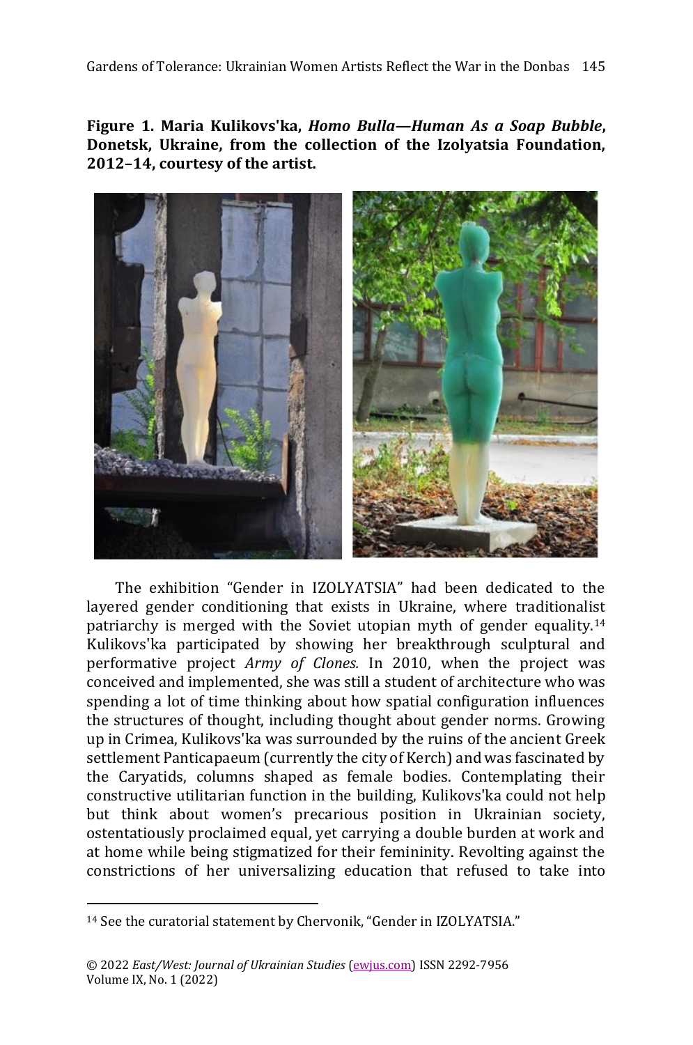**Figure 1. Maria Kulikovs'ka, *Homo Bulla—Human As a Soap Bubble*, Donetsk, Ukraine, from the collection of the Izolyatsia Foundation, 2012–14, courtesy of the artist.**

The exhibition "Gender in IZOLYATSIA" had been dedicated to the layered gender conditioning that exists in Ukraine, where traditionalist patriarchy is merged with the Soviet utopian myth of gender equality.[14] Kulikovs'ka participated by showing her breakthrough sculptural and performative project *Army of Clones.* In 2010, when the project was conceived and implemented, she was still a student of architecture who was spending a lot of time thinking about how spatial configuration influences the structures of thought, including thought about gender norms. Growing up in Crimea, Kulikovs'ka was surrounded by the ruins of the ancient Greek settlement Panticapaeum (currently the city of Kerch) and was fascinated by the Caryatids, columns shaped as female bodies. Contemplating their constructive utilitarian function in the building, Kulikovs'ka could not help but think about women's precarious position in Ukrainian society, ostentatiously proclaimed equal, yet carrying a double burden at work and at home while being stigmatized for their femininity. Revolting against the constrictions of her universalizing education that refused to take into

[14] See the curatorial statement by Chervonik, "Gender in IZOLYATSIA."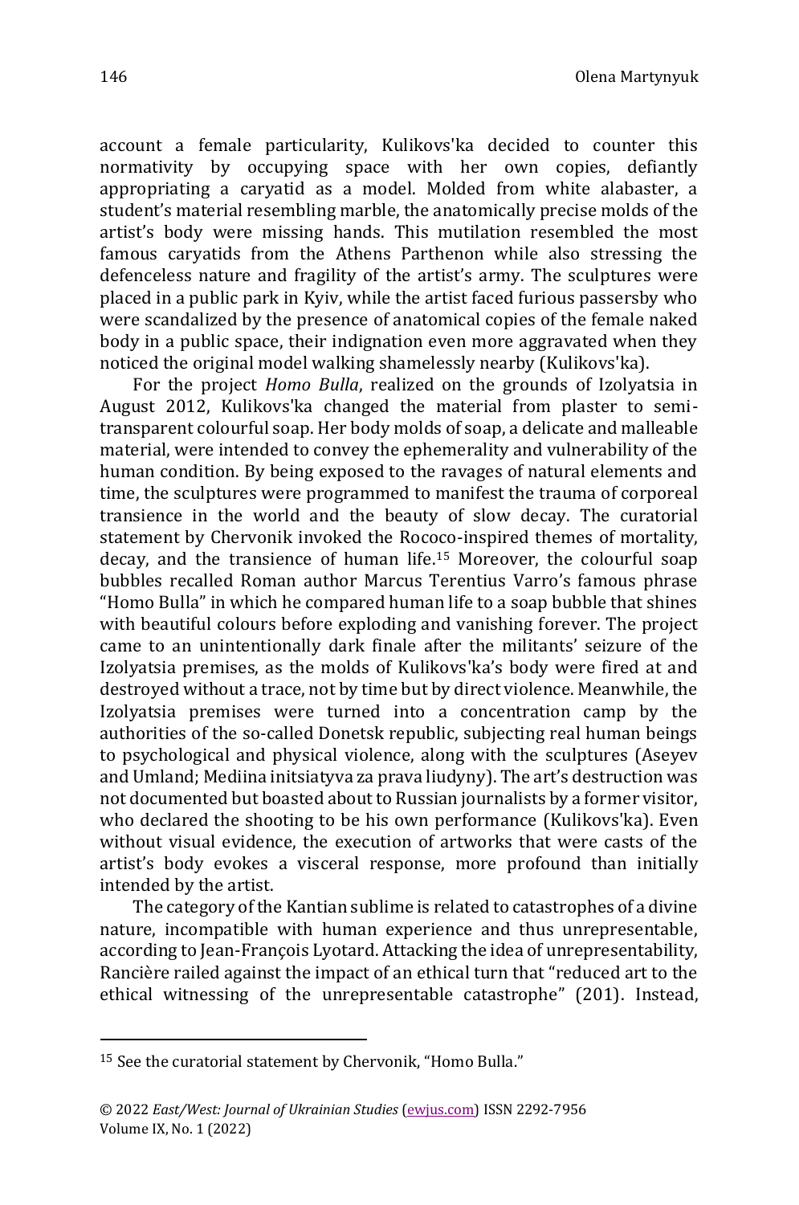account a female particularity, Kulikovs'ka decided to counter this normativity by occupying space with her own copies, defiantly appropriating a caryatid as a model. Molded from white alabaster, a student's material resembling marble, the anatomically precise molds of the artist's body were missing hands. This mutilation resembled the most famous caryatids from the Athens Parthenon while also stressing the defenceless nature and fragility of the artist's army. The sculptures were placed in a public park in Kyiv, while the artist faced furious passersby who were scandalized by the presence of anatomical copies of the female naked body in a public space, their indignation even more aggravated when they noticed the original model walking shamelessly nearby (Kulikovs'ka).

For the project *Homo Bulla*, realized on the grounds of Izolyatsia in August 2012, Kulikovs'ka changed the material from plaster to semi-transparent colourful soap. Her body molds of soap, a delicate and malleable material, were intended to convey the ephemerality and vulnerability of the human condition. By being exposed to the ravages of natural elements and time, the sculptures were programmed to manifest the trauma of corporeal transience in the world and the beauty of slow decay. The curatorial statement by Chervonik invoked the Rococo-inspired themes of mortality, decay, and the transience of human life.[15] Moreover, the colourful soap bubbles recalled Roman author Marcus Terentius Varro's famous phrase "Homo Bulla" in which he compared human life to a soap bubble that shines with beautiful colours before exploding and vanishing forever. The project came to an unintentionally dark finale after the militants' seizure of the Izolyatsia premises, as the molds of Kulikovs'ka's body were fired at and destroyed without a trace, not by time but by direct violence. Meanwhile, the Izolyatsia premises were turned into a concentration camp by the authorities of the so-called Donetsk republic, subjecting real human beings to psychological and physical violence, along with the sculptures (Aseyev and Umland; Mediina initsiatyva za prava liudyny). The art's destruction was not documented but boasted about to Russian journalists by a former visitor, who declared the shooting to be his own performance (Kulikovs'ka). Even without visual evidence, the execution of artworks that were casts of the artist's body evokes a visceral response, more profound than initially intended by the artist.

The category of the Kantian sublime is related to catastrophes of a divine nature, incompatible with human experience and thus unrepresentable, according to Jean-François Lyotard. Attacking the idea of unrepresentability, Rancière railed against the impact of an ethical turn that "reduced art to the ethical witnessing of the unrepresentable catastrophe" (201). Instead,

[15] See the curatorial statement by Chervonik, "Homo Bulla."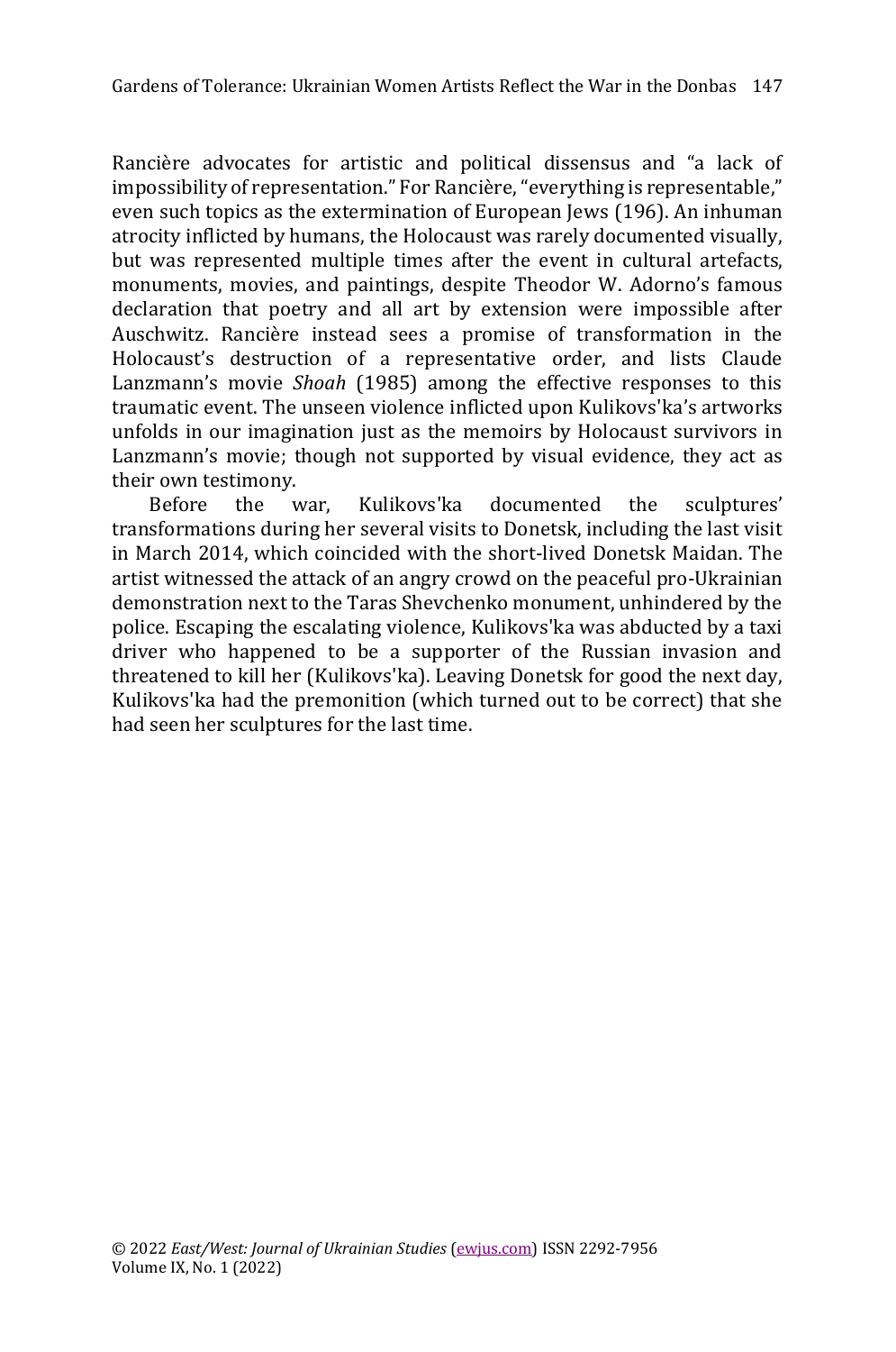Rancière advocates for artistic and political dissensus and "a lack of impossibility of representation." For Rancière, "everything is representable," even such topics as the extermination of European Jews (196). An inhuman atrocity inflicted by humans, the Holocaust was rarely documented visually, but was represented multiple times after the event in cultural artefacts, monuments, movies, and paintings, despite Theodor W. Adorno's famous declaration that poetry and all art by extension were impossible after Auschwitz. Rancière instead sees a promise of transformation in the Holocaust's destruction of a representative order, and lists Claude Lanzmann's movie *Shoah* (1985) among the effective responses to this traumatic event. The unseen violence inflicted upon Kulikovs'ka's artworks unfolds in our imagination just as the memoirs by Holocaust survivors in Lanzmann's movie; though not supported by visual evidence, they act as their own testimony.

Before the war, Kulikovs'ka documented the sculptures' transformations during her several visits to Donetsk, including the last visit in March 2014, which coincided with the short-lived Donetsk Maidan. The artist witnessed the attack of an angry crowd on the peaceful pro-Ukrainian demonstration next to the Taras Shevchenko monument, unhindered by the police. Escaping the escalating violence, Kulikovs'ka was abducted by a taxi driver who happened to be a supporter of the Russian invasion and threatened to kill her (Kulikovs'ka). Leaving Donetsk for good the next day, Kulikovs'ka had the premonition (which turned out to be correct) that she had seen her sculptures for the last time.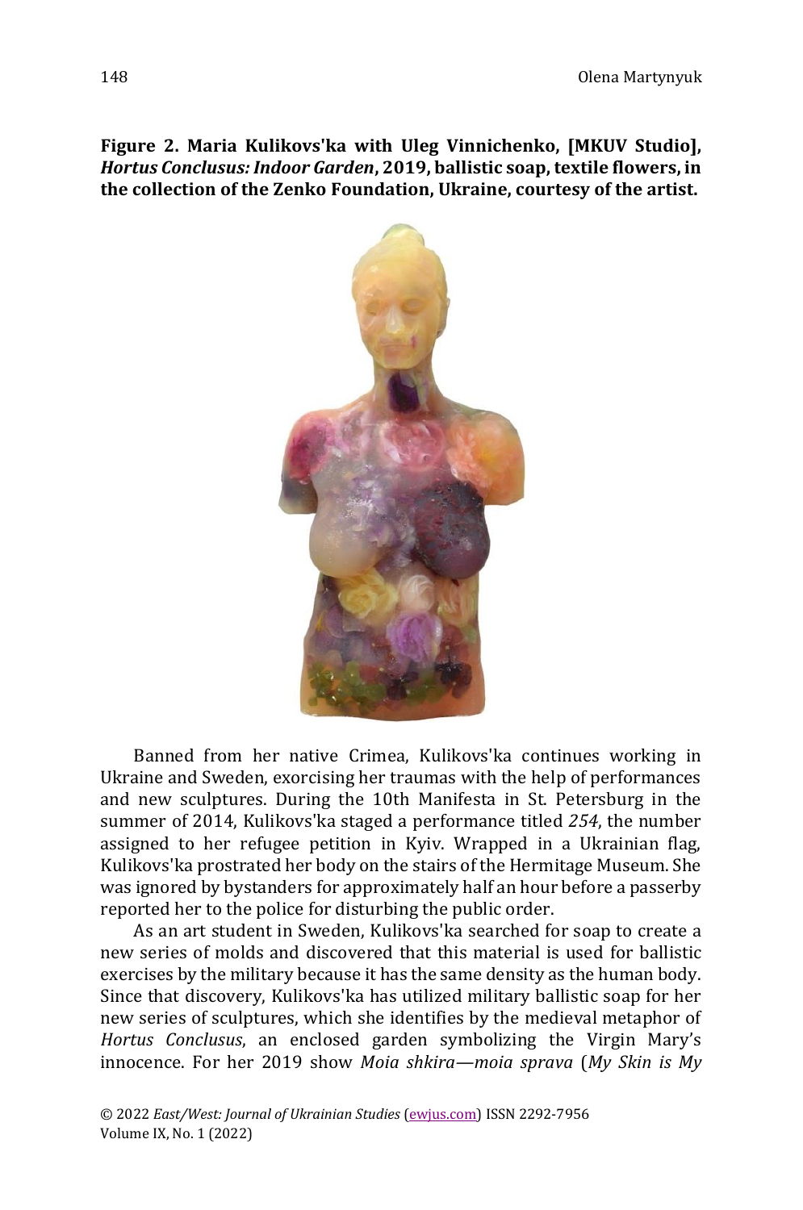**Figure 2. Maria Kulikovs'ka with Uleg Vinnichenko, [MKUV Studio], *Hortus Conclusus: Indoor Garden*, 2019, ballistic soap, textile flowers, in the collection of the Zenko Foundation, Ukraine, courtesy of the artist.**

Banned from her native Crimea, Kulikovs'ka continues working in Ukraine and Sweden, exorcising her traumas with the help of performances and new sculptures. During the 10th Manifesta in St. Petersburg in the summer of 2014, Kulikovs'ka staged a performance titled *254*, the number assigned to her refugee petition in Kyiv. Wrapped in a Ukrainian flag, Kulikovs'ka prostrated her body on the stairs of the Hermitage Museum. She was ignored by bystanders for approximately half an hour before a passerby reported her to the police for disturbing the public order.

As an art student in Sweden, Kulikovs'ka searched for soap to create a new series of molds and discovered that this material is used for ballistic exercises by the military because it has the same density as the human body. Since that discovery, Kulikovs'ka has utilized military ballistic soap for her new series of sculptures, which she identifies by the medieval metaphor of *Hortus Conclusus*, an enclosed garden symbolizing the Virgin Mary's innocence. For her 2019 show *Moia shkira—moia sprava* (*My Skin is My*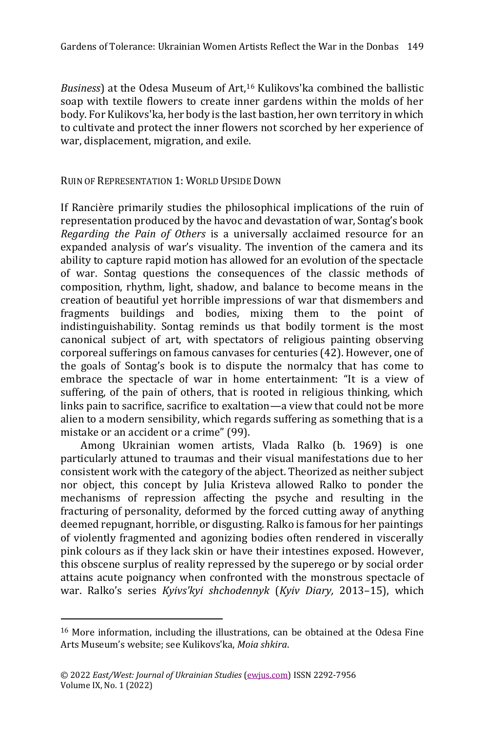*Business*) at the Odesa Museum of Art,[16] Kulikovs'ka combined the ballistic soap with textile flowers to create inner gardens within the molds of her body. For Kulikovs'ka, her body is the last bastion, her own territory in which to cultivate and protect the inner flowers not scorched by her experience of war, displacement, migration, and exile.

## RUIN OF REPRESENTATION 1: WORLD UPSIDE DOWN

If Rancière primarily studies the philosophical implications of the ruin of representation produced by the havoc and devastation of war, Sontag's book *Regarding the Pain of Others* is a universally acclaimed resource for an expanded analysis of war's visuality. The invention of the camera and its ability to capture rapid motion has allowed for an evolution of the spectacle of war. Sontag questions the consequences of the classic methods of composition, rhythm, light, shadow, and balance to become means in the creation of beautiful yet horrible impressions of war that dismembers and fragments buildings and bodies, mixing them to the point of indistinguishability. Sontag reminds us that bodily torment is the most canonical subject of art, with spectators of religious painting observing corporeal sufferings on famous canvases for centuries (42). However, one of the goals of Sontag's book is to dispute the normalcy that has come to embrace the spectacle of war in home entertainment: "It is a view of suffering, of the pain of others, that is rooted in religious thinking, which links pain to sacrifice, sacrifice to exaltation—a view that could not be more alien to a modern sensibility, which regards suffering as something that is a mistake or an accident or a crime" (99).

Among Ukrainian women artists, Vlada Ralko (b. 1969) is one particularly attuned to traumas and their visual manifestations due to her consistent work with the category of the abject. Theorized as neither subject nor object, this concept by Julia Kristeva allowed Ralko to ponder the mechanisms of repression affecting the psyche and resulting in the fracturing of personality, deformed by the forced cutting away of anything deemed repugnant, horrible, or disgusting. Ralko is famous for her paintings of violently fragmented and agonizing bodies often rendered in viscerally pink colours as if they lack skin or have their intestines exposed. However, this obscene surplus of reality repressed by the superego or by social order attains acute poignancy when confronted with the monstrous spectacle of war. Ralko's series *Kyivs'kyi shchodennyk* (*Kyiv Diary,* 2013–15), which

---

[16] More information, including the illustrations, can be obtained at the Odesa Fine Arts Museum's website; see Kulikovs'ka, *Moia shkira*.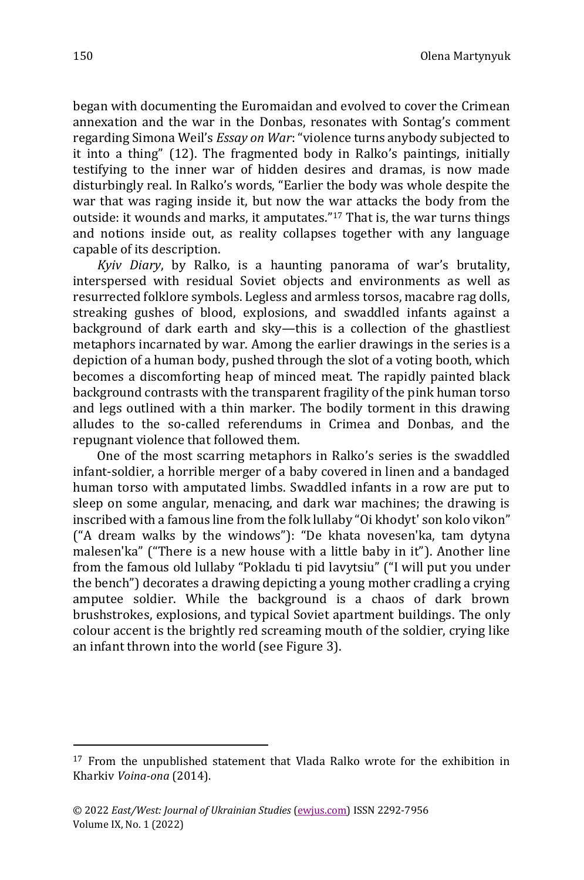began with documenting the Euromaidan and evolved to cover the Crimean annexation and the war in the Donbas, resonates with Sontag's comment regarding Simona Weil's *Essay on War*: "violence turns anybody subjected to it into a thing" (12). The fragmented body in Ralko's paintings, initially testifying to the inner war of hidden desires and dramas, is now made disturbingly real. In Ralko's words, "Earlier the body was whole despite the war that was raging inside it, but now the war attacks the body from the outside: it wounds and marks, it amputates."[17] That is, the war turns things and notions inside out, as reality collapses together with any language capable of its description.

*Kyiv Diary*, by Ralko, is a haunting panorama of war's brutality, interspersed with residual Soviet objects and environments as well as resurrected folklore symbols. Legless and armless torsos, macabre rag dolls, streaking gushes of blood, explosions, and swaddled infants against a background of dark earth and sky—this is a collection of the ghastliest metaphors incarnated by war. Among the earlier drawings in the series is a depiction of a human body, pushed through the slot of a voting booth, which becomes a discomforting heap of minced meat. The rapidly painted black background contrasts with the transparent fragility of the pink human torso and legs outlined with a thin marker. The bodily torment in this drawing alludes to the so-called referendums in Crimea and Donbas, and the repugnant violence that followed them.

One of the most scarring metaphors in Ralko's series is the swaddled infant-soldier, a horrible merger of a baby covered in linen and a bandaged human torso with amputated limbs. Swaddled infants in a row are put to sleep on some angular, menacing, and dark war machines; the drawing is inscribed with a famous line from the folk lullaby "Oi khodyt' son kolo vikon" ("A dream walks by the windows"): "De khata novesen'ka, tam dytyna malesen'ka" ("There is a new house with a little baby in it"). Another line from the famous old lullaby "Pokladu ti pid lavytsiu" ("I will put you under the bench") decorates a drawing depicting a young mother cradling a crying amputee soldier. While the background is a chaos of dark brown brushstrokes, explosions, and typical Soviet apartment buildings. The only colour accent is the brightly red screaming mouth of the soldier, crying like an infant thrown into the world (see Figure 3).

---

[17] From the unpublished statement that Vlada Ralko wrote for the exhibition in Kharkiv *Voina-ona* (2014).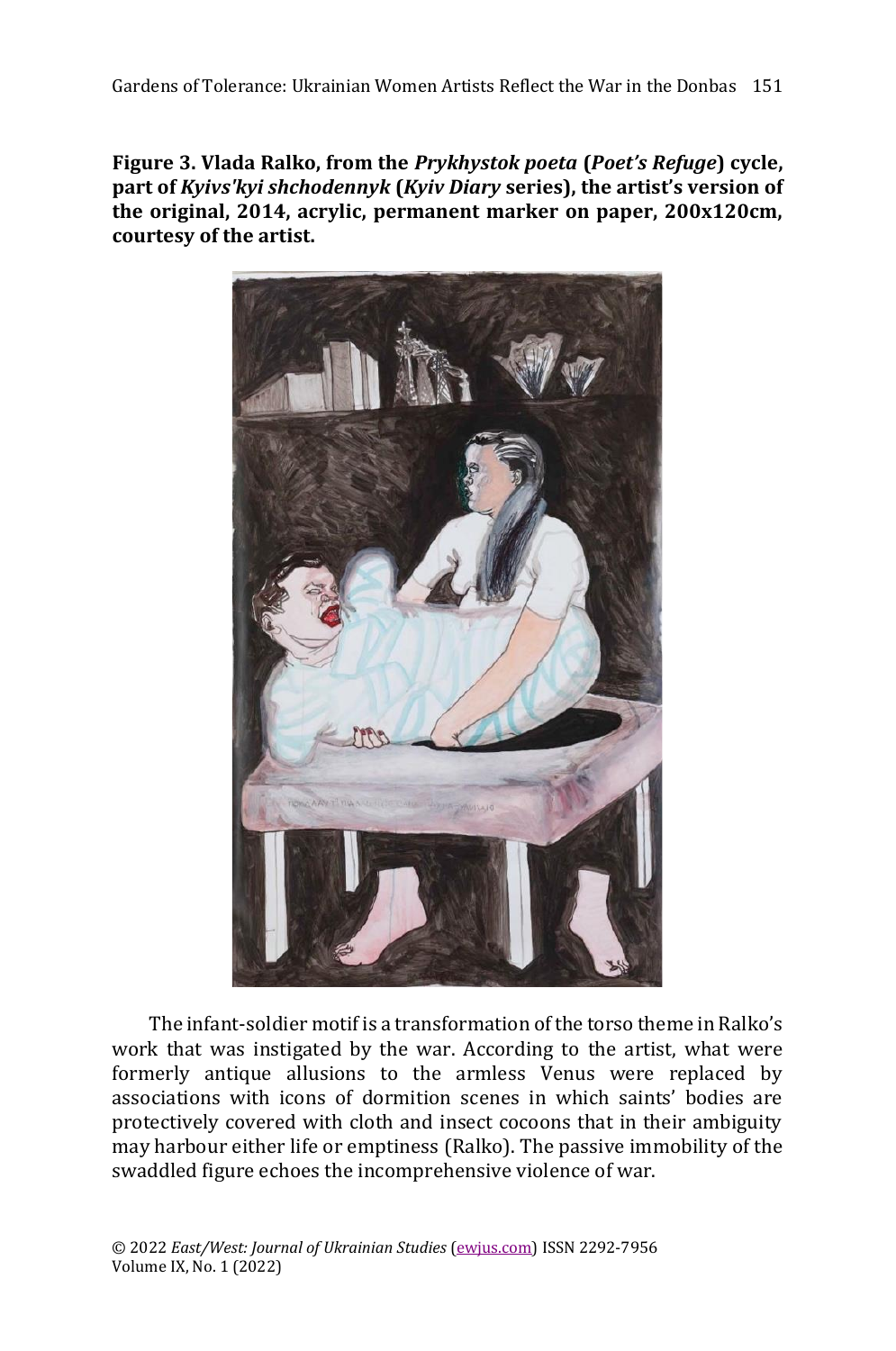**Figure 3. Vlada Ralko, from the *Prykhystok poeta* (*Poet's Refuge*) cycle, part of *Kyivs'kyi shchodennyk* (*Kyiv Diary* series), the artist's version of the original, 2014, acrylic, permanent marker on paper, 200x120cm, courtesy of the artist.**

The infant-soldier motif is a transformation of the torso theme in Ralko's work that was instigated by the war. According to the artist, what were formerly antique allusions to the armless Venus were replaced by associations with icons of dormition scenes in which saints' bodies are protectively covered with cloth and insect cocoons that in their ambiguity may harbour either life or emptiness (Ralko). The passive immobility of the swaddled figure echoes the incomprehensive violence of war.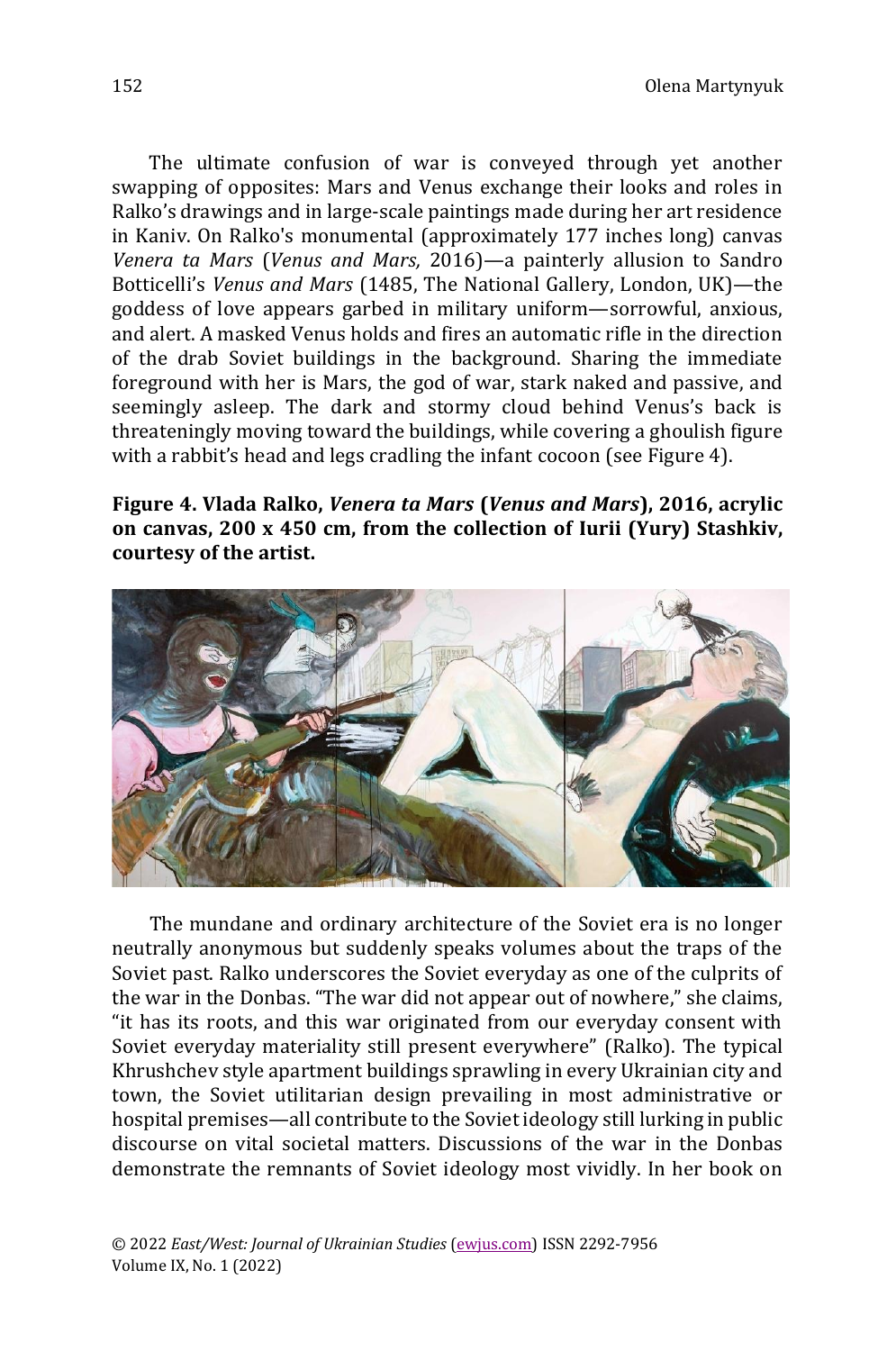The ultimate confusion of war is conveyed through yet another swapping of opposites: Mars and Venus exchange their looks and roles in Ralko's drawings and in large-scale paintings made during her art residence in Kaniv. On Ralko's monumental (approximately 177 inches long) canvas *Venera ta Mars* (*Venus and Mars,* 2016)—a painterly allusion to Sandro Botticelli's *Venus and Mars* (1485, The National Gallery, London, UK)—the goddess of love appears garbed in military uniform—sorrowful, anxious, and alert. A masked Venus holds and fires an automatic rifle in the direction of the drab Soviet buildings in the background. Sharing the immediate foreground with her is Mars, the god of war, stark naked and passive, and seemingly asleep. The dark and stormy cloud behind Venus's back is threateningly moving toward the buildings, while covering a ghoulish figure with a rabbit's head and legs cradling the infant cocoon (see Figure 4).

**Figure 4. Vlada Ralko, *Venera ta Mars* (*Venus and Mars*), 2016, acrylic on canvas, 200 x 450 cm, from the collection of Iurii (Yury) Stashkiv, courtesy of the artist.**

The mundane and ordinary architecture of the Soviet era is no longer neutrally anonymous but suddenly speaks volumes about the traps of the Soviet past. Ralko underscores the Soviet everyday as one of the culprits of the war in the Donbas. "The war did not appear out of nowhere," she claims, "it has its roots, and this war originated from our everyday consent with Soviet everyday materiality still present everywhere" (Ralko). The typical Khrushchev style apartment buildings sprawling in every Ukrainian city and town, the Soviet utilitarian design prevailing in most administrative or hospital premises—all contribute to the Soviet ideology still lurking in public discourse on vital societal matters. Discussions of the war in the Donbas demonstrate the remnants of Soviet ideology most vividly. In her book on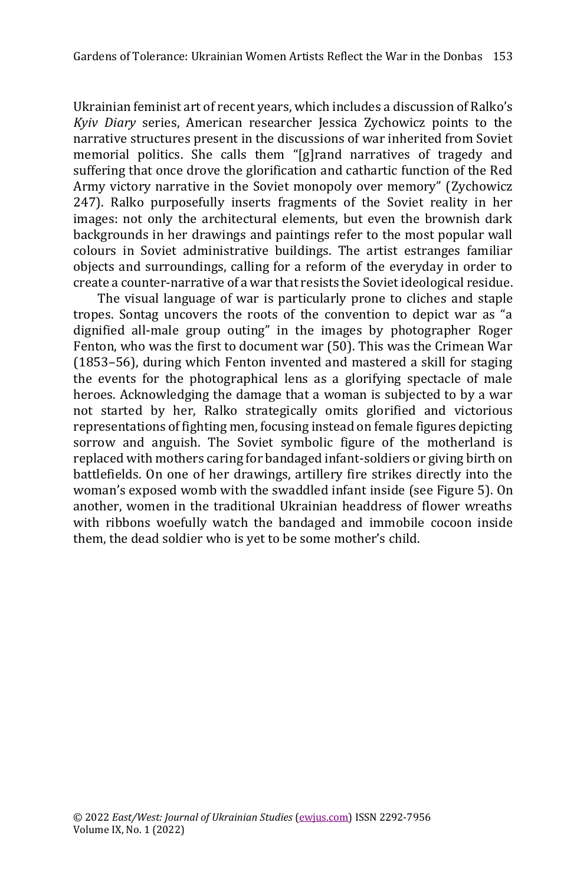Ukrainian feminist art of recent years, which includes a discussion of Ralko's *Kyiv Diary* series, American researcher Jessica Zychowicz points to the narrative structures present in the discussions of war inherited from Soviet memorial politics. She calls them "[g]rand narratives of tragedy and suffering that once drove the glorification and cathartic function of the Red Army victory narrative in the Soviet monopoly over memory" (Zychowicz 247). Ralko purposefully inserts fragments of the Soviet reality in her images: not only the architectural elements, but even the brownish dark backgrounds in her drawings and paintings refer to the most popular wall colours in Soviet administrative buildings. The artist estranges familiar objects and surroundings, calling for a reform of the everyday in order to create a counter-narrative of a war that resists the Soviet ideological residue.

The visual language of war is particularly prone to cliches and staple tropes. Sontag uncovers the roots of the convention to depict war as "a dignified all-male group outing" in the images by photographer Roger Fenton, who was the first to document war (50). This was the Crimean War (1853–56), during which Fenton invented and mastered a skill for staging the events for the photographical lens as a glorifying spectacle of male heroes. Acknowledging the damage that a woman is subjected to by a war not started by her, Ralko strategically omits glorified and victorious representations of fighting men, focusing instead on female figures depicting sorrow and anguish. The Soviet symbolic figure of the motherland is replaced with mothers caring for bandaged infant-soldiers or giving birth on battlefields. On one of her drawings, artillery fire strikes directly into the woman's exposed womb with the swaddled infant inside (see Figure 5). On another, women in the traditional Ukrainian headdress of flower wreaths with ribbons woefully watch the bandaged and immobile cocoon inside them, the dead soldier who is yet to be some mother's child.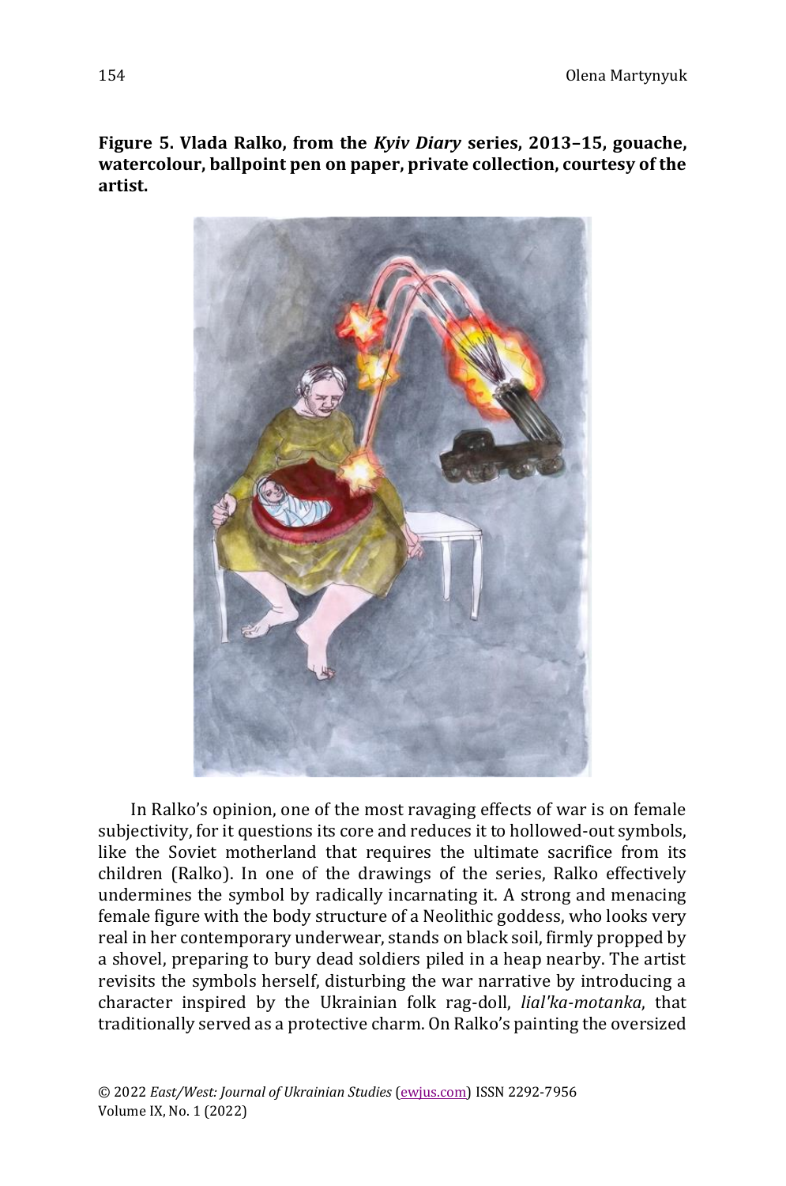**Figure 5. Vlada Ralko, from the *Kyiv Diary* series, 2013–15, gouache, watercolour, ballpoint pen on paper, private collection, courtesy of the artist.**

In Ralko's opinion, one of the most ravaging effects of war is on female subjectivity, for it questions its core and reduces it to hollowed-out symbols, like the Soviet motherland that requires the ultimate sacrifice from its children (Ralko). In one of the drawings of the series, Ralko effectively undermines the symbol by radically incarnating it. A strong and menacing female figure with the body structure of a Neolithic goddess, who looks very real in her contemporary underwear, stands on black soil, firmly propped by a shovel, preparing to bury dead soldiers piled in a heap nearby. The artist revisits the symbols herself, disturbing the war narrative by introducing a character inspired by the Ukrainian folk rag-doll, *lial'ka-motanka*, that traditionally served as a protective charm. On Ralko's painting the oversized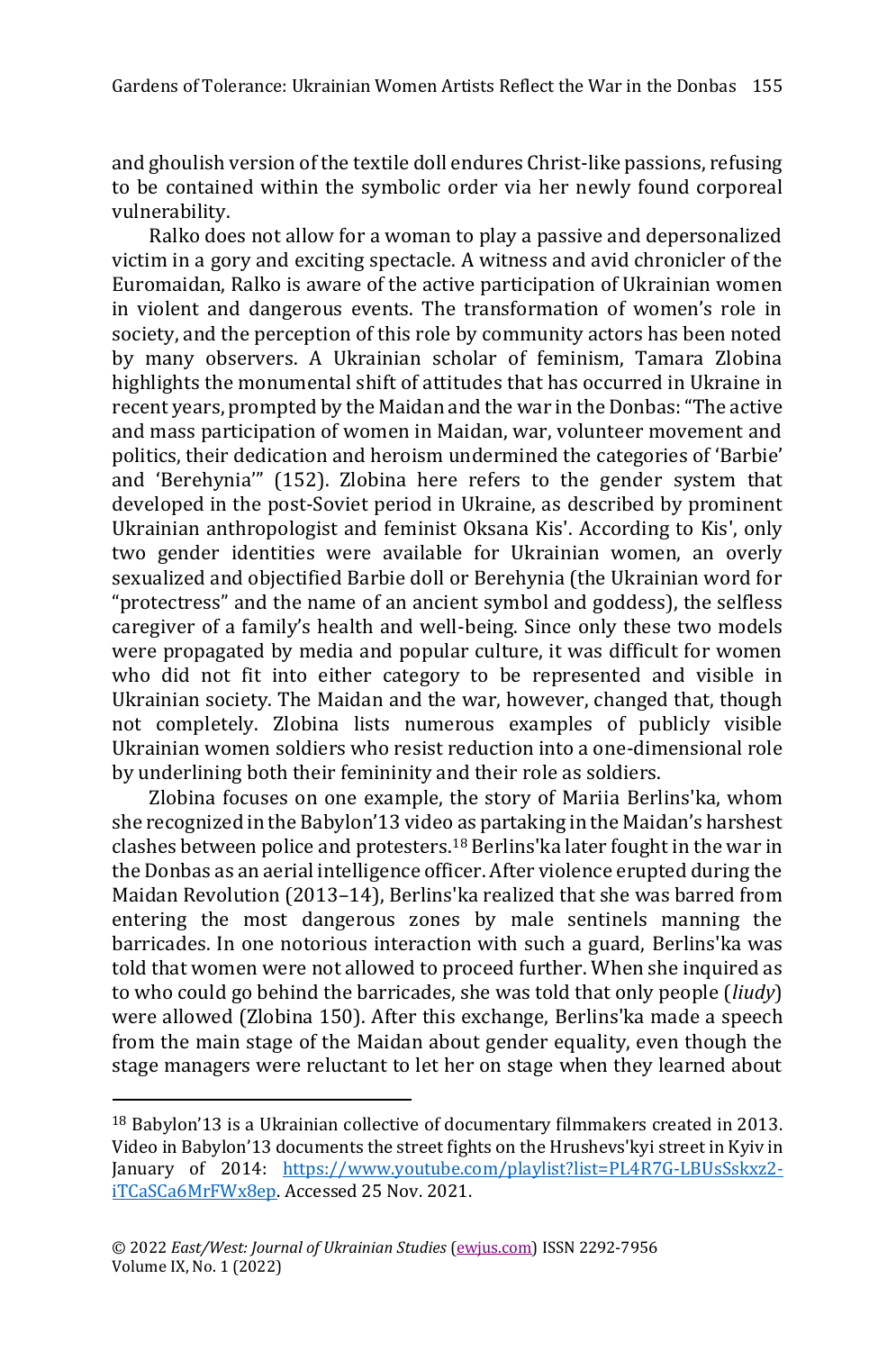and ghoulish version of the textile doll endures Christ-like passions, refusing to be contained within the symbolic order via her newly found corporeal vulnerability.

Ralko does not allow for a woman to play a passive and depersonalized victim in a gory and exciting spectacle. A witness and avid chronicler of the Euromaidan, Ralko is aware of the active participation of Ukrainian women in violent and dangerous events. The transformation of women's role in society, and the perception of this role by community actors has been noted by many observers. A Ukrainian scholar of feminism, Tamara Zlobina highlights the monumental shift of attitudes that has occurred in Ukraine in recent years, prompted by the Maidan and the war in the Donbas: "The active and mass participation of women in Maidan, war, volunteer movement and politics, their dedication and heroism undermined the categories of 'Barbie' and 'Berehynia'" (152). Zlobina here refers to the gender system that developed in the post-Soviet period in Ukraine, as described by prominent Ukrainian anthropologist and feminist Oksana Kis'. According to Kis', only two gender identities were available for Ukrainian women, an overly sexualized and objectified Barbie doll or Berehynia (the Ukrainian word for "protectress" and the name of an ancient symbol and goddess), the selfless caregiver of a family's health and well-being. Since only these two models were propagated by media and popular culture, it was difficult for women who did not fit into either category to be represented and visible in Ukrainian society. The Maidan and the war, however, changed that, though not completely. Zlobina lists numerous examples of publicly visible Ukrainian women soldiers who resist reduction into a one-dimensional role by underlining both their femininity and their role as soldiers.

Zlobina focuses on one example, the story of Mariia Berlins'ka, whom she recognized in the Babylon'13 video as partaking in the Maidan's harshest clashes between police and protesters.[18] Berlins'ka later fought in the war in the Donbas as an aerial intelligence officer. After violence erupted during the Maidan Revolution (2013–14), Berlins'ka realized that she was barred from entering the most dangerous zones by male sentinels manning the barricades. In one notorious interaction with such a guard, Berlins'ka was told that women were not allowed to proceed further. When she inquired as to who could go behind the barricades, she was told that only people (*liudy*) were allowed (Zlobina 150). After this exchange, Berlins'ka made a speech from the main stage of the Maidan about gender equality, even though the stage managers were reluctant to let her on stage when they learned about

[18] Babylon'13 is a Ukrainian collective of documentary filmmakers created in 2013. Video in Babylon'13 documents the street fights on the Hrushevs'kyi street in Kyiv in January of 2014: https://www.youtube.com/playlist?list=PL4R7G-LBUsSskxz2-iTCaSCa6MrFWx8ep. Accessed 25 Nov. 2021.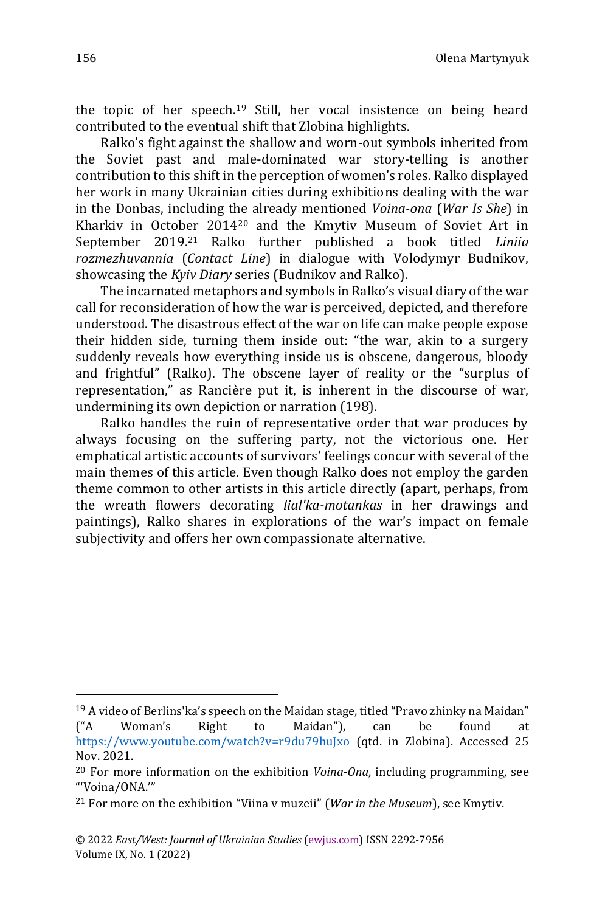the topic of her speech.[19] Still, her vocal insistence on being heard contributed to the eventual shift that Zlobina highlights.

Ralko's fight against the shallow and worn-out symbols inherited from the Soviet past and male-dominated war story-telling is another contribution to this shift in the perception of women's roles. Ralko displayed her work in many Ukrainian cities during exhibitions dealing with the war in the Donbas, including the already mentioned *Voina-ona* (*War Is She*) in Kharkiv in October 2014[20] and the Kmytiv Museum of Soviet Art in September 2019.[21] Ralko further published a book titled *Liniia rozmezhuvannia* (*Contact Line*) in dialogue with Volodymyr Budnikov, showcasing the *Kyiv Diary* series (Budnikov and Ralko).

The incarnated metaphors and symbols in Ralko's visual diary of the war call for reconsideration of how the war is perceived, depicted, and therefore understood. The disastrous effect of the war on life can make people expose their hidden side, turning them inside out: "the war, akin to a surgery suddenly reveals how everything inside us is obscene, dangerous, bloody and frightful" (Ralko). The obscene layer of reality or the "surplus of representation," as Rancière put it, is inherent in the discourse of war, undermining its own depiction or narration (198).

Ralko handles the ruin of representative order that war produces by always focusing on the suffering party, not the victorious one. Her emphatical artistic accounts of survivors' feelings concur with several of the main themes of this article. Even though Ralko does not employ the garden theme common to other artists in this article directly (apart, perhaps, from the wreath flowers decorating *lial'ka-motankas* in her drawings and paintings), Ralko shares in explorations of the war's impact on female subjectivity and offers her own compassionate alternative.

---

[19] A video of Berlins'ka's speech on the Maidan stage, titled "Pravo zhinky na Maidan" ("A Woman's Right to Maidan"), can be found at https://www.youtube.com/watch?v=r9du79huJxo (qtd. in Zlobina). Accessed 25 Nov. 2021.

[20] For more information on the exhibition *Voina-Ona*, including programming, see "'Voina/ONA.'"

[21] For more on the exhibition "Viina v muzeii" (*War in the Museum*), see Kmytiv.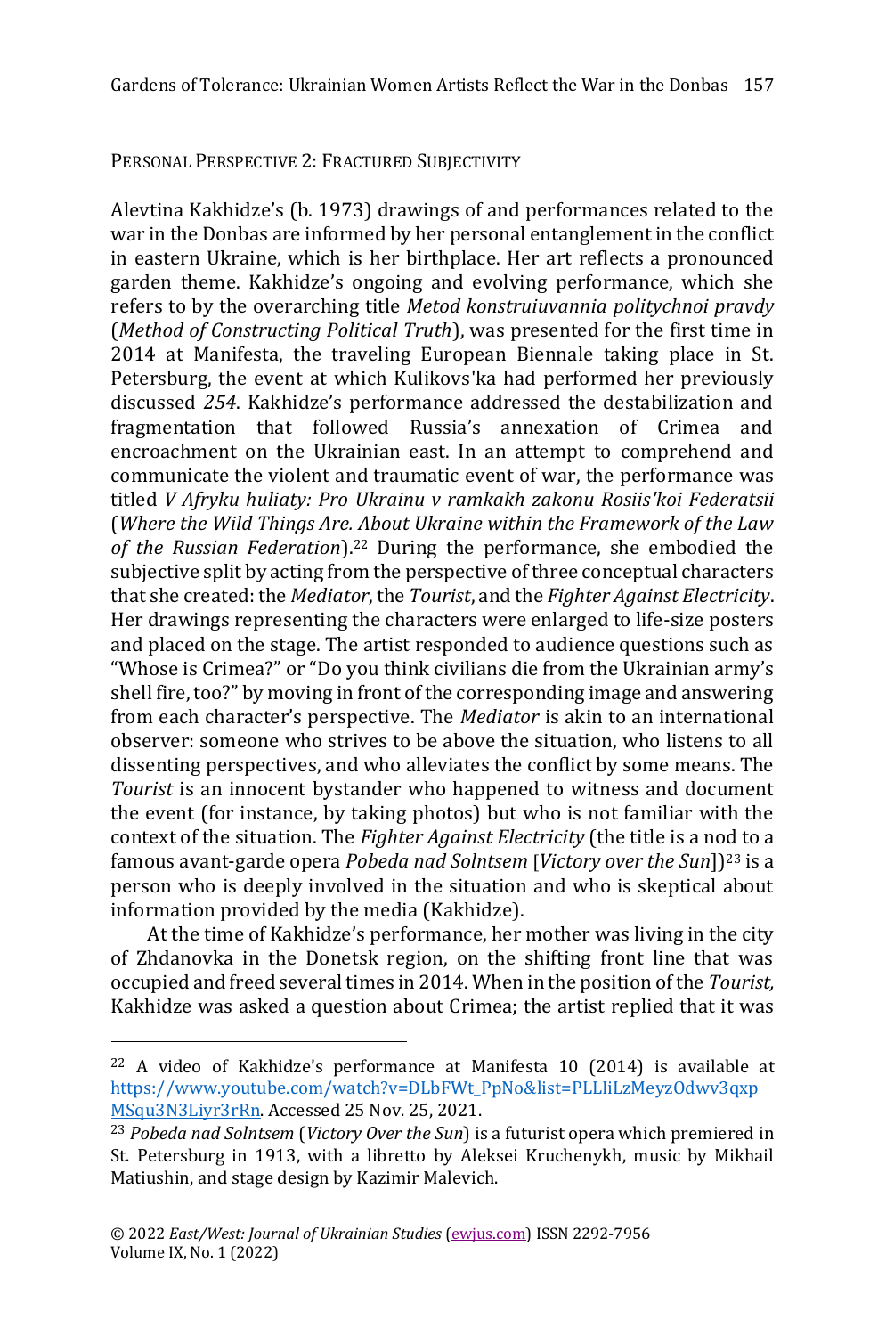## Personal Perspective 2: Fractured Subjectivity

Alevtina Kakhidze's (b. 1973) drawings of and performances related to the war in the Donbas are informed by her personal entanglement in the conflict in eastern Ukraine, which is her birthplace. Her art reflects a pronounced garden theme. Kakhidze's ongoing and evolving performance, which she refers to by the overarching title *Metod konstruiuvannia politychnoi pravdy* (*Method of Constructing Political Truth*), was presented for the first time in 2014 at Manifesta, the traveling European Biennale taking place in St. Petersburg, the event at which Kulikovs'ka had performed her previously discussed *254*. Kakhidze's performance addressed the destabilization and fragmentation that followed Russia's annexation of Crimea and encroachment on the Ukrainian east. In an attempt to comprehend and communicate the violent and traumatic event of war, the performance was titled *V Afryku huliaty: Pro Ukrainu v ramkakh zakonu Rosiis'koi Federatsii* (*Where the Wild Things Are. About Ukraine within the Framework of the Law of the Russian Federation*).[22] During the performance, she embodied the subjective split by acting from the perspective of three conceptual characters that she created: the *Mediator*, the *Tourist*, and the *Fighter Against Electricity*. Her drawings representing the characters were enlarged to life-size posters and placed on the stage. The artist responded to audience questions such as "Whose is Crimea?" or "Do you think civilians die from the Ukrainian army's shell fire, too?" by moving in front of the corresponding image and answering from each character's perspective. The *Mediator* is akin to an international observer: someone who strives to be above the situation, who listens to all dissenting perspectives, and who alleviates the conflict by some means. The *Tourist* is an innocent bystander who happened to witness and document the event (for instance, by taking photos) but who is not familiar with the context of the situation. The *Fighter Against Electricity* (the title is a nod to a famous avant-garde opera *Pobeda nad Solntsem* [*Victory over the Sun*])[23] is a person who is deeply involved in the situation and who is skeptical about information provided by the media (Kakhidze).

At the time of Kakhidze's performance, her mother was living in the city of Zhdanovka in the Donetsk region, on the shifting front line that was occupied and freed several times in 2014. When in the position of the *Tourist,* Kakhidze was asked a question about Crimea; the artist replied that it was

---

[22] A video of Kakhidze's performance at Manifesta 10 (2014) is available at https://www.youtube.com/watch?v=DLbFWt_PpNo&list=PLLIiLzMeyzOdwv3qxpMSqu3N3Liyr3rRn. Accessed 25 Nov. 25, 2021.

[23] *Pobeda nad Solntsem* (*Victory Over the Sun*) is a futurist opera which premiered in St. Petersburg in 1913, with a libretto by Aleksei Kruchenykh, music by Mikhail Matiushin, and stage design by Kazimir Malevich.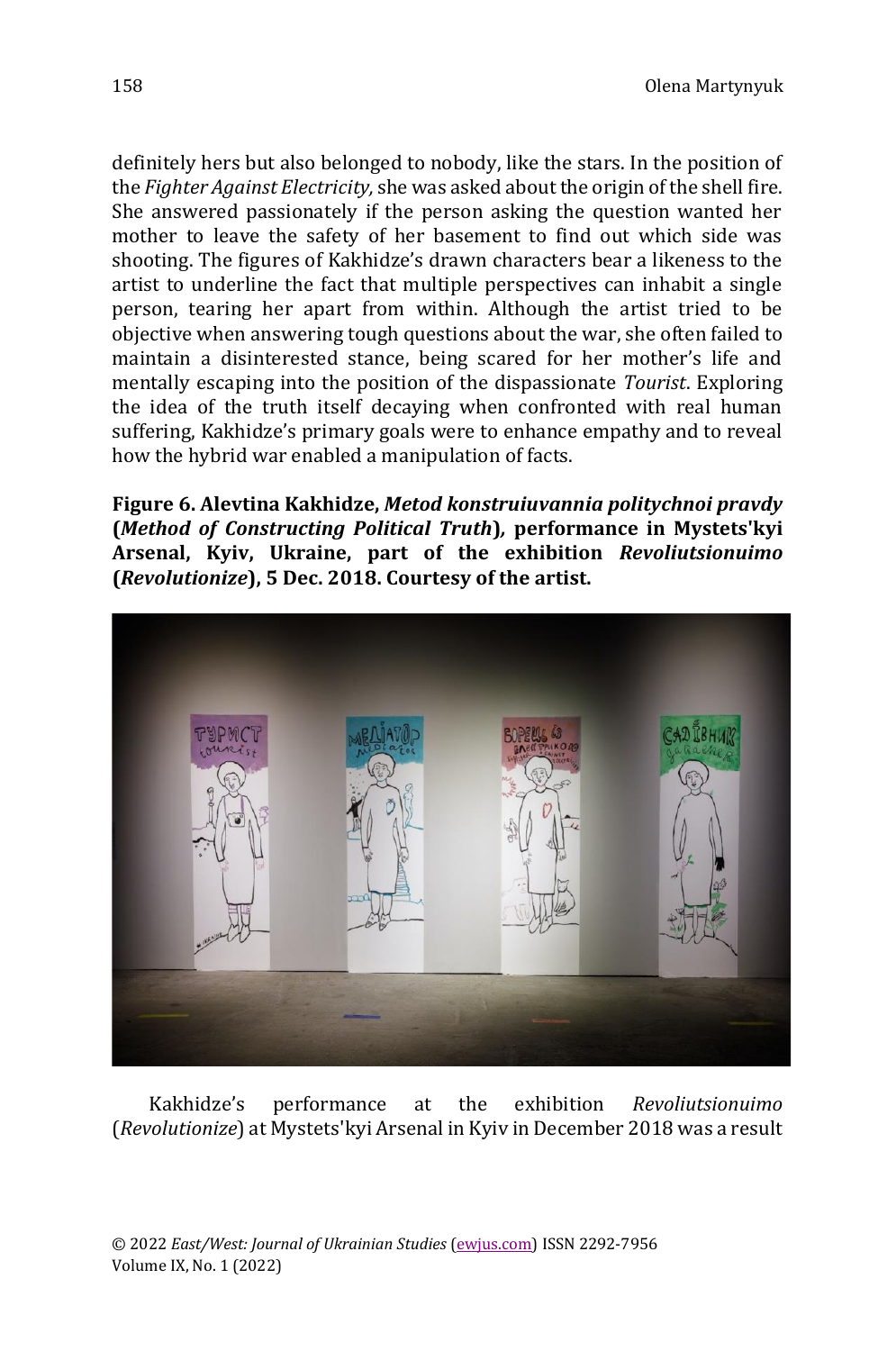definitely hers but also belonged to nobody, like the stars. In the position of the *Fighter Against Electricity,* she was asked about the origin of the shell fire. She answered passionately if the person asking the question wanted her mother to leave the safety of her basement to find out which side was shooting. The figures of Kakhidze's drawn characters bear a likeness to the artist to underline the fact that multiple perspectives can inhabit a single person, tearing her apart from within. Although the artist tried to be objective when answering tough questions about the war, she often failed to maintain a disinterested stance, being scared for her mother's life and mentally escaping into the position of the dispassionate *Tourist*. Exploring the idea of the truth itself decaying when confronted with real human suffering, Kakhidze's primary goals were to enhance empathy and to reveal how the hybrid war enabled a manipulation of facts.

**Figure 6. Alevtina Kakhidze, *Metod konstruiuvannia politychnoi pravdy* (*Method of Constructing Political Truth*), performance in Mystets'kyi Arsenal, Kyiv, Ukraine, part of the exhibition *Revoliutsionuimo* (*Revolutionize*), 5 Dec. 2018. Courtesy of the artist.**

Kakhidze's performance at the exhibition *Revoliutsionuimo* (*Revolutionize*) at Mystets'kyi Arsenal in Kyiv in December 2018 was a result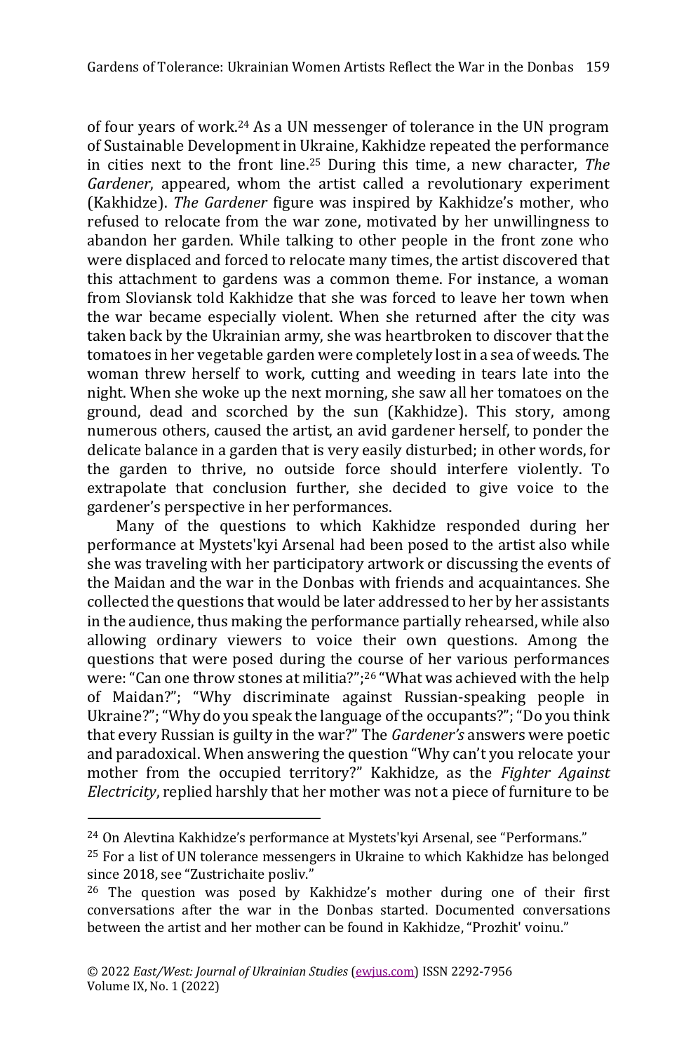of four years of work.[24] As a UN messenger of tolerance in the UN program of Sustainable Development in Ukraine, Kakhidze repeated the performance in cities next to the front line.[25] During this time, a new character, *The Gardener*, appeared, whom the artist called a revolutionary experiment (Kakhidze). *The Gardener* figure was inspired by Kakhidze's mother, who refused to relocate from the war zone, motivated by her unwillingness to abandon her garden. While talking to other people in the front zone who were displaced and forced to relocate many times, the artist discovered that this attachment to gardens was a common theme. For instance, a woman from Sloviansk told Kakhidze that she was forced to leave her town when the war became especially violent. When she returned after the city was taken back by the Ukrainian army, she was heartbroken to discover that the tomatoes in her vegetable garden were completely lost in a sea of weeds. The woman threw herself to work, cutting and weeding in tears late into the night. When she woke up the next morning, she saw all her tomatoes on the ground, dead and scorched by the sun (Kakhidze). This story, among numerous others, caused the artist, an avid gardener herself, to ponder the delicate balance in a garden that is very easily disturbed; in other words, for the garden to thrive, no outside force should interfere violently. To extrapolate that conclusion further, she decided to give voice to the gardener's perspective in her performances.

Many of the questions to which Kakhidze responded during her performance at Mystets'kyi Arsenal had been posed to the artist also while she was traveling with her participatory artwork or discussing the events of the Maidan and the war in the Donbas with friends and acquaintances. She collected the questions that would be later addressed to her by her assistants in the audience, thus making the performance partially rehearsed, while also allowing ordinary viewers to voice their own questions. Among the questions that were posed during the course of her various performances were: "Can one throw stones at militia?";[26] "What was achieved with the help of Maidan?"; "Why discriminate against Russian-speaking people in Ukraine?"; "Why do you speak the language of the occupants?"; "Do you think that every Russian is guilty in the war?" The *Gardener's* answers were poetic and paradoxical. When answering the question "Why can't you relocate your mother from the occupied territory?" Kakhidze, as the *Fighter Against Electricity*, replied harshly that her mother was not a piece of furniture to be

---

[24] On Alevtina Kakhidze's performance at Mystets'kyi Arsenal, see "Performans."

[25] For a list of UN tolerance messengers in Ukraine to which Kakhidze has belonged since 2018, see "Zustrichaite posliv."

[26] The question was posed by Kakhidze's mother during one of their first conversations after the war in the Donbas started. Documented conversations between the artist and her mother can be found in Kakhidze, "Prozhit' voinu."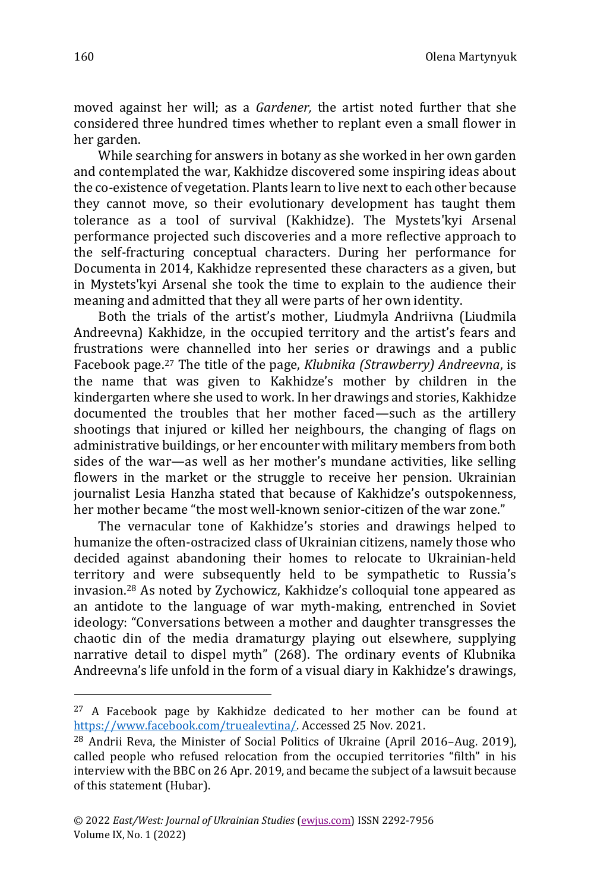moved against her will; as a *Gardener,* the artist noted further that she considered three hundred times whether to replant even a small flower in her garden.

While searching for answers in botany as she worked in her own garden and contemplated the war, Kakhidze discovered some inspiring ideas about the co-existence of vegetation. Plants learn to live next to each other because they cannot move, so their evolutionary development has taught them tolerance as a tool of survival (Kakhidze). The Mystets'kyi Arsenal performance projected such discoveries and a more reflective approach to the self-fracturing conceptual characters. During her performance for Documenta in 2014, Kakhidze represented these characters as a given, but in Mystets'kyi Arsenal she took the time to explain to the audience their meaning and admitted that they all were parts of her own identity.

Both the trials of the artist's mother, Liudmyla Andriivna (Liudmila Andreevna) Kakhidze, in the occupied territory and the artist's fears and frustrations were channelled into her series or drawings and a public Facebook page.[27] The title of the page, *Klubnika (Strawberry) Andreevna*, is the name that was given to Kakhidze's mother by children in the kindergarten where she used to work. In her drawings and stories, Kakhidze documented the troubles that her mother faced—such as the artillery shootings that injured or killed her neighbours, the changing of flags on administrative buildings, or her encounter with military members from both sides of the war—as well as her mother's mundane activities, like selling flowers in the market or the struggle to receive her pension. Ukrainian journalist Lesia Hanzha stated that because of Kakhidze's outspokenness, her mother became "the most well-known senior-citizen of the war zone."

The vernacular tone of Kakhidze's stories and drawings helped to humanize the often-ostracized class of Ukrainian citizens, namely those who decided against abandoning their homes to relocate to Ukrainian-held territory and were subsequently held to be sympathetic to Russia's invasion.[28] As noted by Zychowicz, Kakhidze's colloquial tone appeared as an antidote to the language of war myth-making, entrenched in Soviet ideology: "Conversations between a mother and daughter transgresses the chaotic din of the media dramaturgy playing out elsewhere, supplying narrative detail to dispel myth" (268). The ordinary events of Klubnika Andreevna's life unfold in the form of a visual diary in Kakhidze's drawings,

---

[27] A Facebook page by Kakhidze dedicated to her mother can be found at https://www.facebook.com/truealevtina/. Accessed 25 Nov. 2021.

[28] Andrii Reva, the Minister of Social Politics of Ukraine (April 2016–Aug. 2019), called people who refused relocation from the occupied territories "filth" in his interview with the BBC on 26 Apr. 2019, and became the subject of a lawsuit because of this statement (Hubar).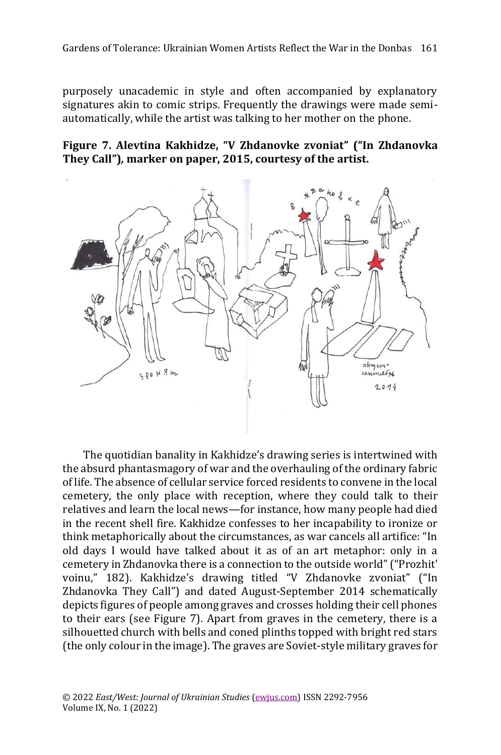purposely unacademic in style and often accompanied by explanatory signatures akin to comic strips. Frequently the drawings were made semi-automatically, while the artist was talking to her mother on the phone.

**Figure 7. Alevtina Kakhidze, "V Zhdanovke zvoniat" ("In Zhdanovka They Call"), marker on paper, 2015, courtesy of the artist.**

The quotidian banality in Kakhidze's drawing series is intertwined with the absurd phantasmagory of war and the overhauling of the ordinary fabric of life. The absence of cellular service forced residents to convene in the local cemetery, the only place with reception, where they could talk to their relatives and learn the local news—for instance, how many people had died in the recent shell fire. Kakhidze confesses to her incapability to ironize or think metaphorically about the circumstances, as war cancels all artifice: "In old days I would have talked about it as of an art metaphor: only in a cemetery in Zhdanovka there is a connection to the outside world" ("Prozhit' voinu," 182). Kakhidze's drawing titled "V Zhdanovke zvoniat" ("In Zhdanovka They Call") and dated August-September 2014 schematically depicts figures of people among graves and crosses holding their cell phones to their ears (see Figure 7). Apart from graves in the cemetery, there is a silhouetted church with bells and coned plinths topped with bright red stars (the only colour in the image). The graves are Soviet-style military graves for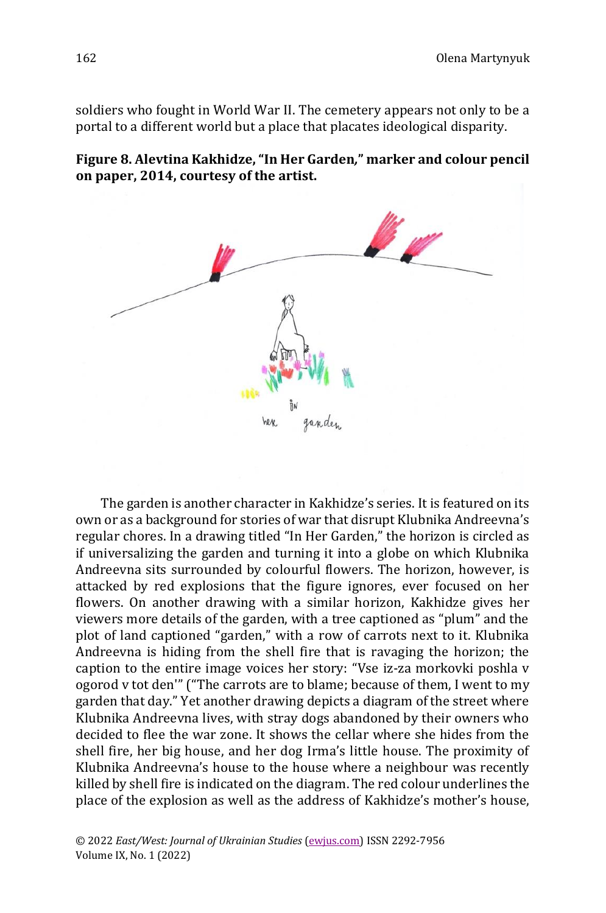soldiers who fought in World War II. The cemetery appears not only to be a portal to a different world but a place that placates ideological disparity.

**Figure 8. Alevtina Kakhidze, "In Her Garden," marker and colour pencil on paper, 2014, courtesy of the artist.**

The garden is another character in Kakhidze's series. It is featured on its own or as a background for stories of war that disrupt Klubnika Andreevna's regular chores. In a drawing titled "In Her Garden," the horizon is circled as if universalizing the garden and turning it into a globe on which Klubnika Andreevna sits surrounded by colourful flowers. The horizon, however, is attacked by red explosions that the figure ignores, ever focused on her flowers. On another drawing with a similar horizon, Kakhidze gives her viewers more details of the garden, with a tree captioned as "plum" and the plot of land captioned "garden," with a row of carrots next to it. Klubnika Andreevna is hiding from the shell fire that is ravaging the horizon; the caption to the entire image voices her story: "Vse iz-za morkovki poshla v ogorod v tot den'" ("The carrots are to blame; because of them, I went to my garden that day." Yet another drawing depicts a diagram of the street where Klubnika Andreevna lives, with stray dogs abandoned by their owners who decided to flee the war zone. It shows the cellar where she hides from the shell fire, her big house, and her dog Irma's little house. The proximity of Klubnika Andreevna's house to the house where a neighbour was recently killed by shell fire is indicated on the diagram. The red colour underlines the place of the explosion as well as the address of Kakhidze's mother's house,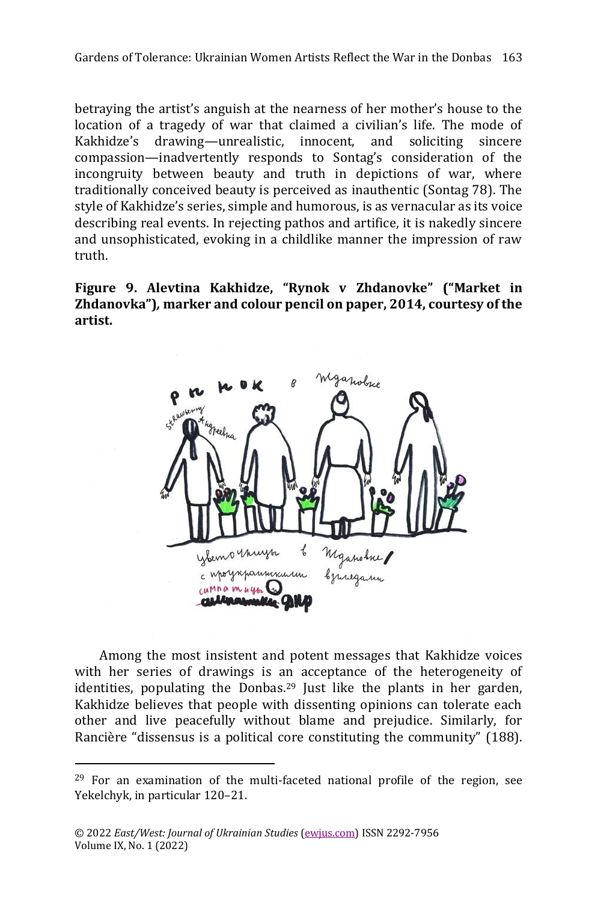betraying the artist's anguish at the nearness of her mother's house to the location of a tragedy of war that claimed a civilian's life. The mode of Kakhidze's drawing—unrealistic, innocent, and soliciting sincere compassion—inadvertently responds to Sontag's consideration of the incongruity between beauty and truth in depictions of war, where traditionally conceived beauty is perceived as inauthentic (Sontag 78). The style of Kakhidze's series, simple and humorous, is as vernacular as its voice describing real events. In rejecting pathos and artifice, it is nakedly sincere and unsophisticated, evoking in a childlike manner the impression of raw truth.

**Figure 9. Alevtina Kakhidze, "Rynok v Zhdanovke" ("Market in Zhdanovka"), marker and colour pencil on paper, 2014, courtesy of the artist.**

Among the most insistent and potent messages that Kakhidze voices with her series of drawings is an acceptance of the heterogeneity of identities, populating the Donbas.[29] Just like the plants in her garden, Kakhidze believes that people with dissenting opinions can tolerate each other and live peacefully without blame and prejudice. Similarly, for Rancière "dissensus is a political core constituting the community" (188).

[29] For an examination of the multi-faceted national profile of the region, see Yekelchyk, in particular 120–21.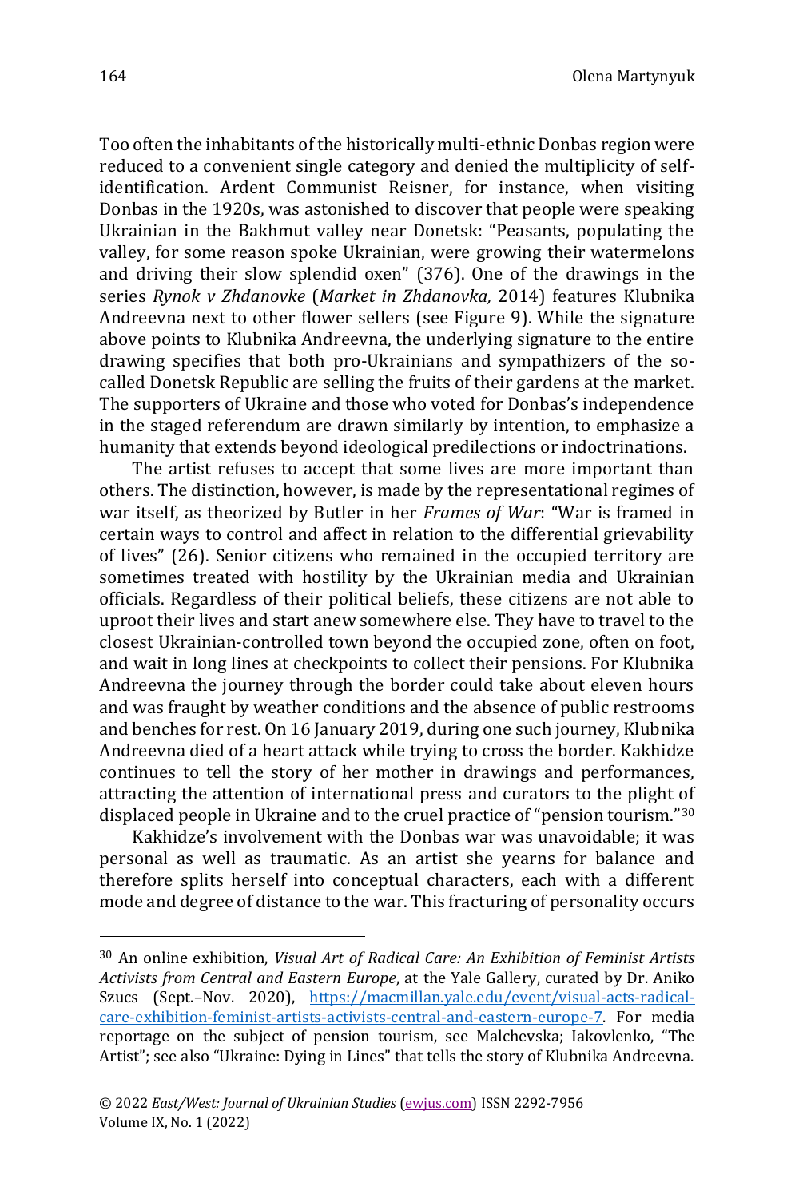Too often the inhabitants of the historically multi-ethnic Donbas region were reduced to a convenient single category and denied the multiplicity of self-identification. Ardent Communist Reisner, for instance, when visiting Donbas in the 1920s, was astonished to discover that people were speaking Ukrainian in the Bakhmut valley near Donetsk: "Peasants, populating the valley, for some reason spoke Ukrainian, were growing their watermelons and driving their slow splendid oxen" (376). One of the drawings in the series *Rynok v Zhdanovke* (*Market in Zhdanovka,* 2014) features Klubnika Andreevna next to other flower sellers (see Figure 9). While the signature above points to Klubnika Andreevna, the underlying signature to the entire drawing specifies that both pro-Ukrainians and sympathizers of the so-called Donetsk Republic are selling the fruits of their gardens at the market. The supporters of Ukraine and those who voted for Donbas's independence in the staged referendum are drawn similarly by intention, to emphasize a humanity that extends beyond ideological predilections or indoctrinations.

The artist refuses to accept that some lives are more important than others. The distinction, however, is made by the representational regimes of war itself, as theorized by Butler in her *Frames of War*: "War is framed in certain ways to control and affect in relation to the differential grievability of lives" (26). Senior citizens who remained in the occupied territory are sometimes treated with hostility by the Ukrainian media and Ukrainian officials. Regardless of their political beliefs, these citizens are not able to uproot their lives and start anew somewhere else. They have to travel to the closest Ukrainian-controlled town beyond the occupied zone, often on foot, and wait in long lines at checkpoints to collect their pensions. For Klubnika Andreevna the journey through the border could take about eleven hours and was fraught by weather conditions and the absence of public restrooms and benches for rest. On 16 January 2019, during one such journey, Klubnika Andreevna died of a heart attack while trying to cross the border. Kakhidze continues to tell the story of her mother in drawings and performances, attracting the attention of international press and curators to the plight of displaced people in Ukraine and to the cruel practice of "pension tourism."[30]

Kakhidze's involvement with the Donbas war was unavoidable; it was personal as well as traumatic. As an artist she yearns for balance and therefore splits herself into conceptual characters, each with a different mode and degree of distance to the war. This fracturing of personality occurs

---

[30] An online exhibition, *Visual Art of Radical Care: An Exhibition of Feminist Artists Activists from Central and Eastern Europe*, at the Yale Gallery, curated by Dr. Aniko Szucs (Sept.–Nov. 2020), https://macmillan.yale.edu/event/visual-acts-radical-care-exhibition-feminist-artists-activists-central-and-eastern-europe-7. For media reportage on the subject of pension tourism, see Malchevska; Iakovlenko, "The Artist"; see also "Ukraine: Dying in Lines" that tells the story of Klubnika Andreevna.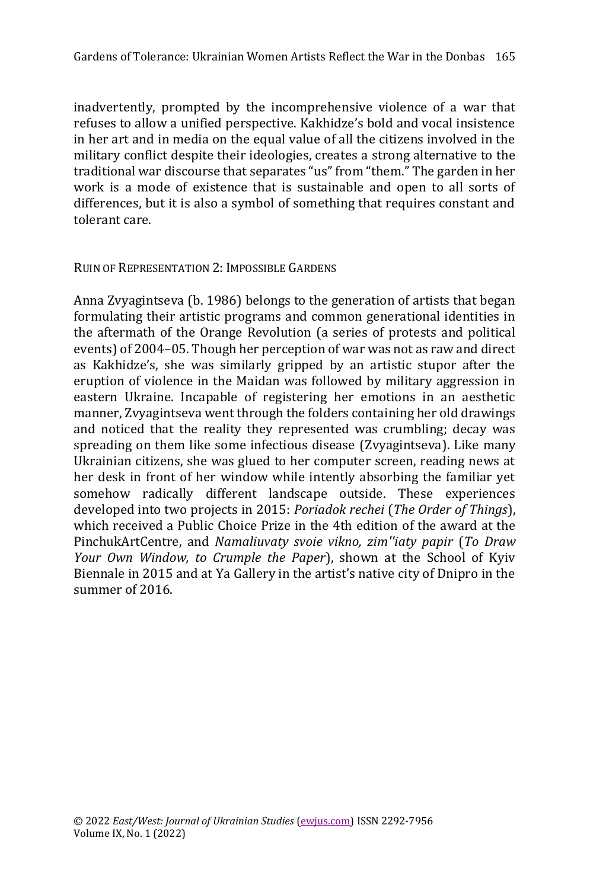inadvertently, prompted by the incomprehensive violence of a war that refuses to allow a unified perspective. Kakhidze's bold and vocal insistence in her art and in media on the equal value of all the citizens involved in the military conflict despite their ideologies, creates a strong alternative to the traditional war discourse that separates "us" from "them." The garden in her work is a mode of existence that is sustainable and open to all sorts of differences, but it is also a symbol of something that requires constant and tolerant care.

## Ruin of Representation 2: Impossible Gardens

Anna Zvyagintseva (b. 1986) belongs to the generation of artists that began formulating their artistic programs and common generational identities in the aftermath of the Orange Revolution (a series of protests and political events) of 2004–05. Though her perception of war was not as raw and direct as Kakhidze's, she was similarly gripped by an artistic stupor after the eruption of violence in the Maidan was followed by military aggression in eastern Ukraine. Incapable of registering her emotions in an aesthetic manner, Zvyagintseva went through the folders containing her old drawings and noticed that the reality they represented was crumbling; decay was spreading on them like some infectious disease (Zvyagintseva). Like many Ukrainian citizens, she was glued to her computer screen, reading news at her desk in front of her window while intently absorbing the familiar yet somehow radically different landscape outside. These experiences developed into two projects in 2015: *Poriadok rechei* (*The Order of Things*), which received a Public Choice Prize in the 4th edition of the award at the PinchukArtCentre, and *Namaliuvaty svoie vikno, zim''iaty papir* (*To Draw Your Own Window, to Crumple the Paper*), shown at the School of Kyiv Biennale in 2015 and at Ya Gallery in the artist's native city of Dnipro in the summer of 2016.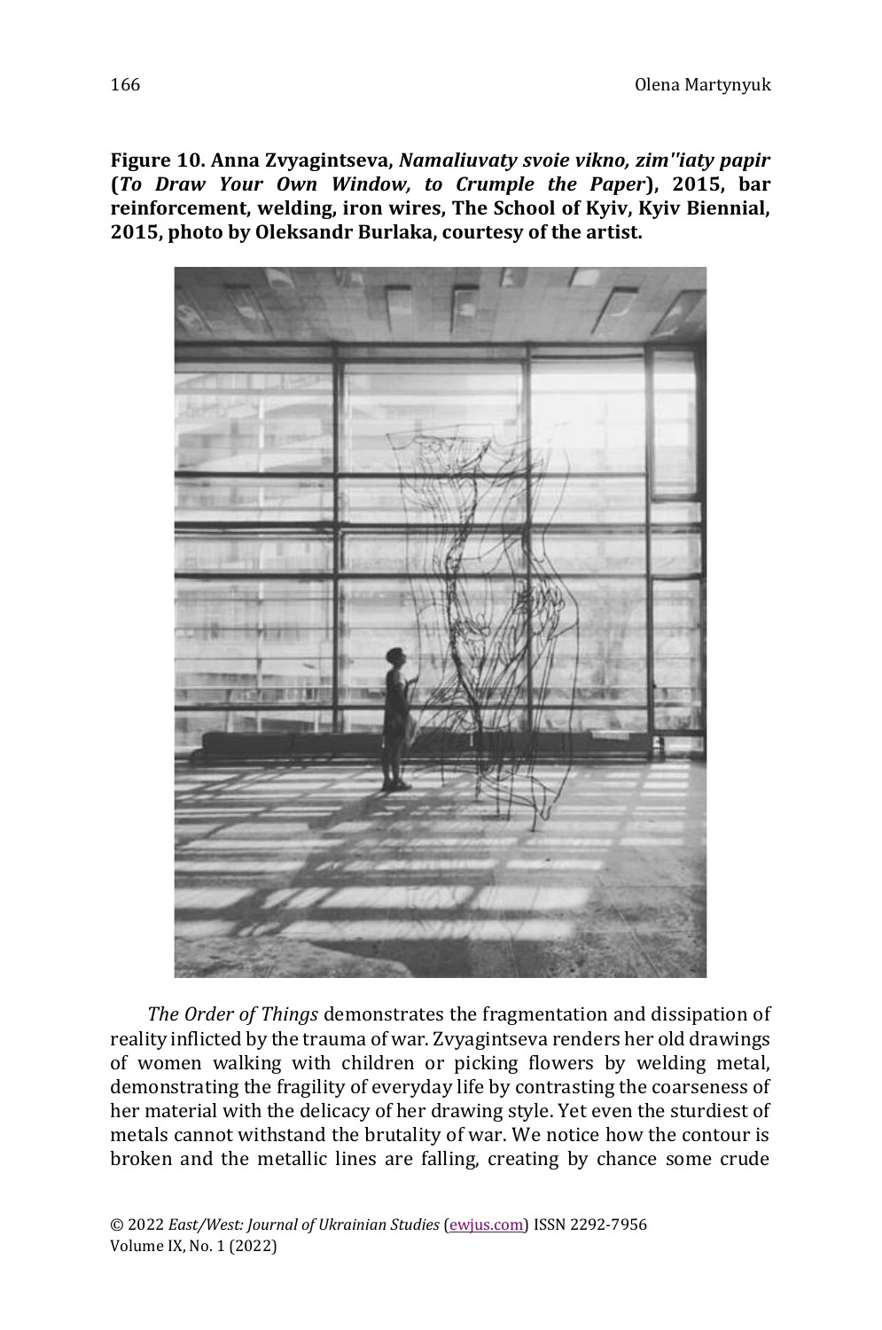**Figure 10. Anna Zvyagintseva, *Namaliuvaty svoie vikno, zim''iaty papir* (*To Draw Your Own Window, to Crumple the Paper*), 2015, bar reinforcement, welding, iron wires, The School of Kyiv, Kyiv Biennial, 2015, photo by Oleksandr Burlaka, courtesy of the artist.**

*The Order of Things* demonstrates the fragmentation and dissipation of reality inflicted by the trauma of war. Zvyagintseva renders her old drawings of women walking with children or picking flowers by welding metal, demonstrating the fragility of everyday life by contrasting the coarseness of her material with the delicacy of her drawing style. Yet even the sturdiest of metals cannot withstand the brutality of war. We notice how the contour is broken and the metallic lines are falling, creating by chance some crude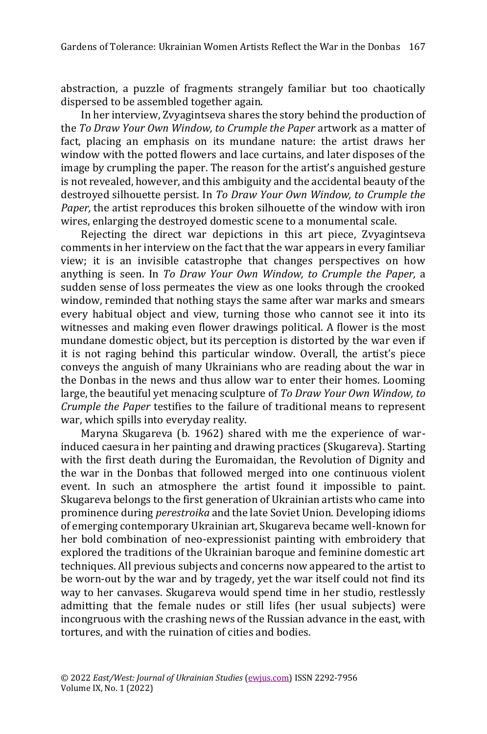abstraction, a puzzle of fragments strangely familiar but too chaotically dispersed to be assembled together again.

In her interview, Zvyagintseva shares the story behind the production of the *To Draw Your Own Window, to Crumple the Paper* artwork as a matter of fact, placing an emphasis on its mundane nature: the artist draws her window with the potted flowers and lace curtains, and later disposes of the image by crumpling the paper. The reason for the artist's anguished gesture is not revealed, however, and this ambiguity and the accidental beauty of the destroyed silhouette persist. In *To Draw Your Own Window, to Crumple the Paper,* the artist reproduces this broken silhouette of the window with iron wires, enlarging the destroyed domestic scene to a monumental scale.

Rejecting the direct war depictions in this art piece, Zvyagintseva comments in her interview on the fact that the war appears in every familiar view; it is an invisible catastrophe that changes perspectives on how anything is seen. In *To Draw Your Own Window, to Crumple the Paper,* a sudden sense of loss permeates the view as one looks through the crooked window, reminded that nothing stays the same after war marks and smears every habitual object and view, turning those who cannot see it into its witnesses and making even flower drawings political. A flower is the most mundane domestic object, but its perception is distorted by the war even if it is not raging behind this particular window. Overall, the artist's piece conveys the anguish of many Ukrainians who are reading about the war in the Donbas in the news and thus allow war to enter their homes. Looming large, the beautiful yet menacing sculpture of *To Draw Your Own Window, to Crumple the Paper* testifies to the failure of traditional means to represent war, which spills into everyday reality.

Maryna Skugareva (b. 1962) shared with me the experience of war-induced caesura in her painting and drawing practices (Skugareva). Starting with the first death during the Euromaidan, the Revolution of Dignity and the war in the Donbas that followed merged into one continuous violent event. In such an atmosphere the artist found it impossible to paint. Skugareva belongs to the first generation of Ukrainian artists who came into prominence during *perestroika* and the late Soviet Union. Developing idioms of emerging contemporary Ukrainian art, Skugareva became well-known for her bold combination of neo-expressionist painting with embroidery that explored the traditions of the Ukrainian baroque and feminine domestic art techniques. All previous subjects and concerns now appeared to the artist to be worn-out by the war and by tragedy, yet the war itself could not find its way to her canvases. Skugareva would spend time in her studio, restlessly admitting that the female nudes or still lifes (her usual subjects) were incongruous with the crashing news of the Russian advance in the east, with tortures, and with the ruination of cities and bodies.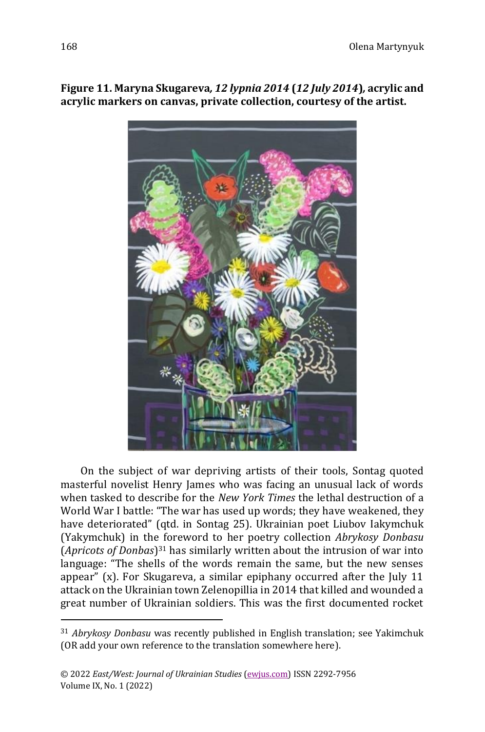**Figure 11. Maryna Skugareva*, 12 lypnia 2014* (*12 July 2014*)*,* acrylic and acrylic markers on canvas, private collection, courtesy of the artist.**

On the subject of war depriving artists of their tools, Sontag quoted masterful novelist Henry James who was facing an unusual lack of words when tasked to describe for the *New York Times* the lethal destruction of a World War I battle: "The war has used up words; they have weakened, they have deteriorated" (qtd. in Sontag 25). Ukrainian poet Liubov Iakymchuk (Yakymchuk) in the foreword to her poetry collection *Abrykosy Donbasu* (*Apricots of Donbas*)[31] has similarly written about the intrusion of war into language: "The shells of the words remain the same, but the new senses appear" (x). For Skugareva, a similar epiphany occurred after the July 11 attack on the Ukrainian town Zelenopillia in 2014 that killed and wounded a great number of Ukrainian soldiers. This was the first documented rocket

---

[31] *Abrykosy Donbasu* was recently published in English translation; see Yakimchuk (OR add your own reference to the translation somewhere here).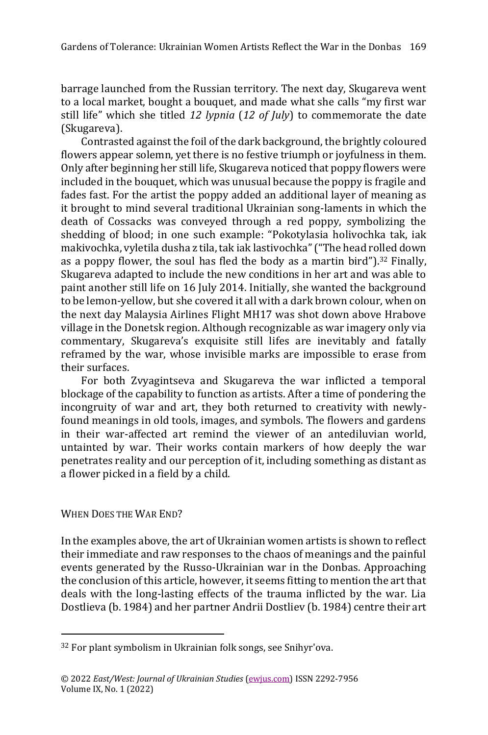barrage launched from the Russian territory. The next day, Skugareva went to a local market, bought a bouquet, and made what she calls "my first war still life" which she titled *12 lypnia* (*12 of July*) to commemorate the date (Skugareva).

Contrasted against the foil of the dark background, the brightly coloured flowers appear solemn, yet there is no festive triumph or joyfulness in them. Only after beginning her still life, Skugareva noticed that poppy flowers were included in the bouquet, which was unusual because the poppy is fragile and fades fast. For the artist the poppy added an additional layer of meaning as it brought to mind several traditional Ukrainian song-laments in which the death of Cossacks was conveyed through a red poppy, symbolizing the shedding of blood; in one such example: "Pokotylasia holivochka tak, iak makivochka, vyletila dusha z tila, tak iak lastivochka" ("The head rolled down as a poppy flower, the soul has fled the body as a martin bird").[32] Finally, Skugareva adapted to include the new conditions in her art and was able to paint another still life on 16 July 2014. Initially, she wanted the background to be lemon-yellow, but she covered it all with a dark brown colour, when on the next day Malaysia Airlines Flight MH17 was shot down above Hrabove village in the Donetsk region. Although recognizable as war imagery only via commentary, Skugareva's exquisite still lifes are inevitably and fatally reframed by the war, whose invisible marks are impossible to erase from their surfaces.

For both Zvyagintseva and Skugareva the war inflicted a temporal blockage of the capability to function as artists. After a time of pondering the incongruity of war and art, they both returned to creativity with newly-found meanings in old tools, images, and symbols. The flowers and gardens in their war-affected art remind the viewer of an antediluvian world, untainted by war. Their works contain markers of how deeply the war penetrates reality and our perception of it, including something as distant as a flower picked in a field by a child.

## When Does the War End?

In the examples above, the art of Ukrainian women artists is shown to reflect their immediate and raw responses to the chaos of meanings and the painful events generated by the Russo-Ukrainian war in the Donbas. Approaching the conclusion of this article, however, it seems fitting to mention the art that deals with the long-lasting effects of the trauma inflicted by the war. Lia Dostlieva (b. 1984) and her partner Andrii Dostliev (b. 1984) centre their art

[32] For plant symbolism in Ukrainian folk songs, see Snihyr'ova.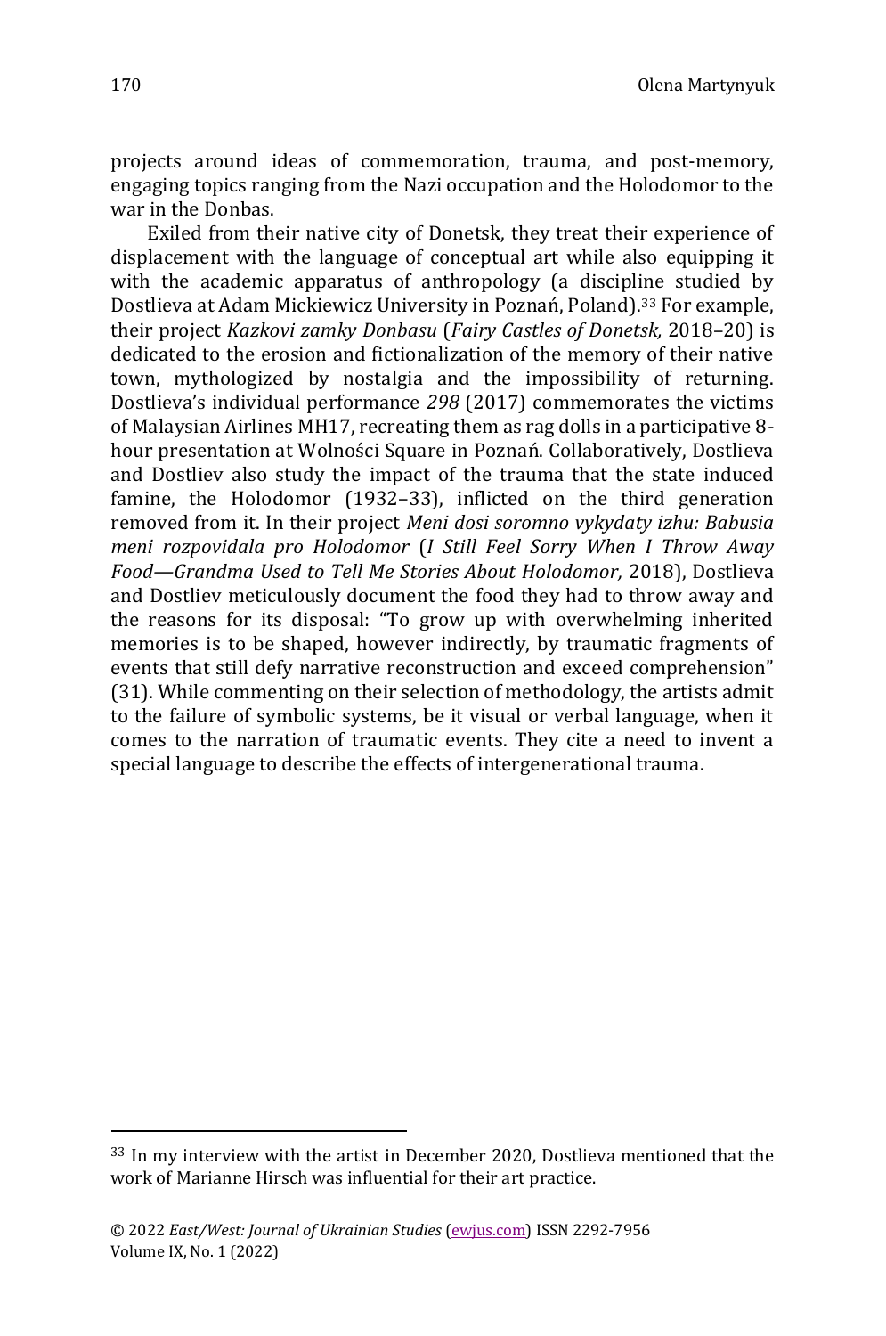projects around ideas of commemoration, trauma, and post-memory, engaging topics ranging from the Nazi occupation and the Holodomor to the war in the Donbas.

Exiled from their native city of Donetsk, they treat their experience of displacement with the language of conceptual art while also equipping it with the academic apparatus of anthropology (a discipline studied by Dostlieva at Adam Mickiewicz University in Poznań, Poland).[33] For example, their project *Kazkovi zamky Donbasu* (*Fairy Castles of Donetsk,* 2018–20) is dedicated to the erosion and fictionalization of the memory of their native town, mythologized by nostalgia and the impossibility of returning. Dostlieva's individual performance *298* (2017) commemorates the victims of Malaysian Airlines MH17, recreating them as rag dolls in a participative 8-hour presentation at Wolności Square in Poznań. Collaboratively, Dostlieva and Dostliev also study the impact of the trauma that the state induced famine, the Holodomor (1932–33), inflicted on the third generation removed from it. In their project *Meni dosi soromno vykydaty izhu: Babusia meni rozpovidala pro Holodomor* (*I Still Feel Sorry When I Throw Away Food—Grandma Used to Tell Me Stories About Holodomor,* 2018), Dostlieva and Dostliev meticulously document the food they had to throw away and the reasons for its disposal: "To grow up with overwhelming inherited memories is to be shaped, however indirectly, by traumatic fragments of events that still defy narrative reconstruction and exceed comprehension" (31). While commenting on their selection of methodology, the artists admit to the failure of symbolic systems, be it visual or verbal language, when it comes to the narration of traumatic events. They cite a need to invent a special language to describe the effects of intergenerational trauma.

---

[33] In my interview with the artist in December 2020, Dostlieva mentioned that the work of Marianne Hirsch was influential for their art practice.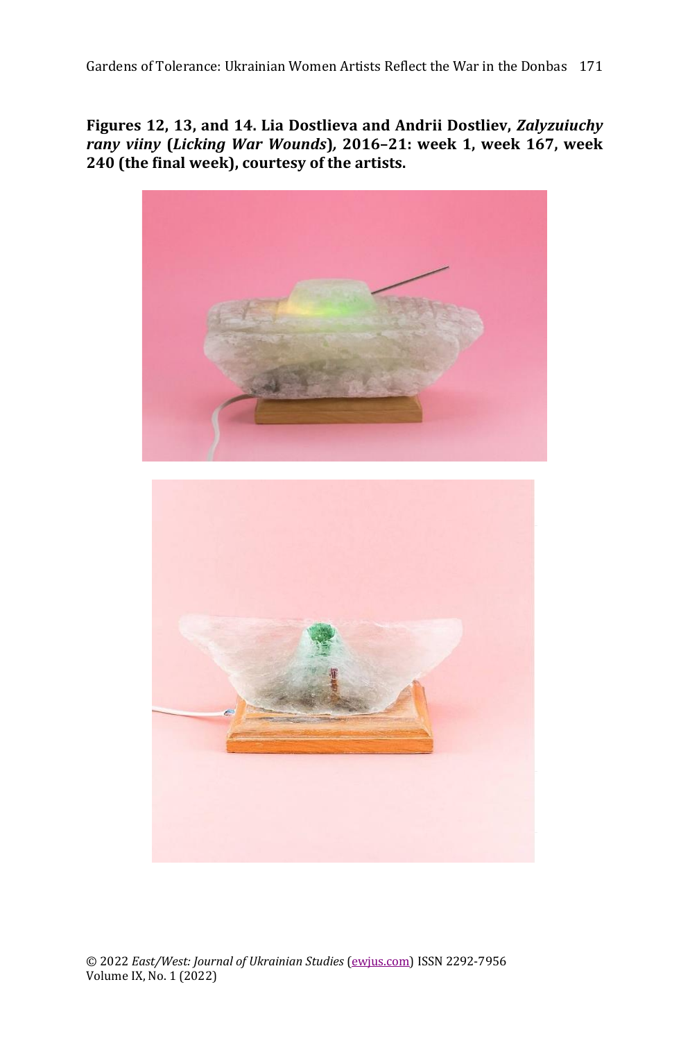**Figures 12, 13, and 14. Lia Dostlieva and Andrii Dostliev, *Zalyzuiuchy rany viiny* (*Licking War Wounds*), 2016–21: week 1, week 167, week 240 (the final week), courtesy of the artists.**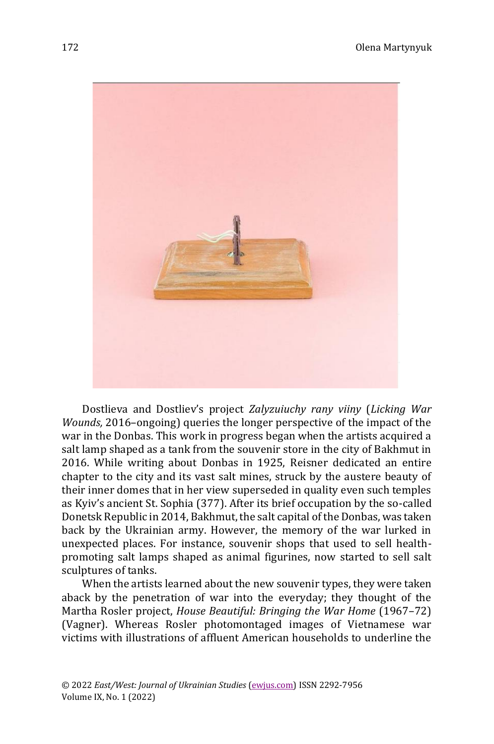Dostlieva and Dostliev's project *Zalyzuiuchy rany viiny* (*Licking War Wounds,* 2016–ongoing) queries the longer perspective of the impact of the war in the Donbas. This work in progress began when the artists acquired a salt lamp shaped as a tank from the souvenir store in the city of Bakhmut in 2016. While writing about Donbas in 1925, Reisner dedicated an entire chapter to the city and its vast salt mines, struck by the austere beauty of their inner domes that in her view superseded in quality even such temples as Kyiv's ancient St. Sophia (377). After its brief occupation by the so-called Donetsk Republic in 2014, Bakhmut, the salt capital of the Donbas, was taken back by the Ukrainian army. However, the memory of the war lurked in unexpected places. For instance, souvenir shops that used to sell health-promoting salt lamps shaped as animal figurines, now started to sell salt sculptures of tanks.

When the artists learned about the new souvenir types, they were taken aback by the penetration of war into the everyday; they thought of the Martha Rosler project, *House Beautiful: Bringing the War Home* (1967–72) (Vagner). Whereas Rosler photomontaged images of Vietnamese war victims with illustrations of affluent American households to underline the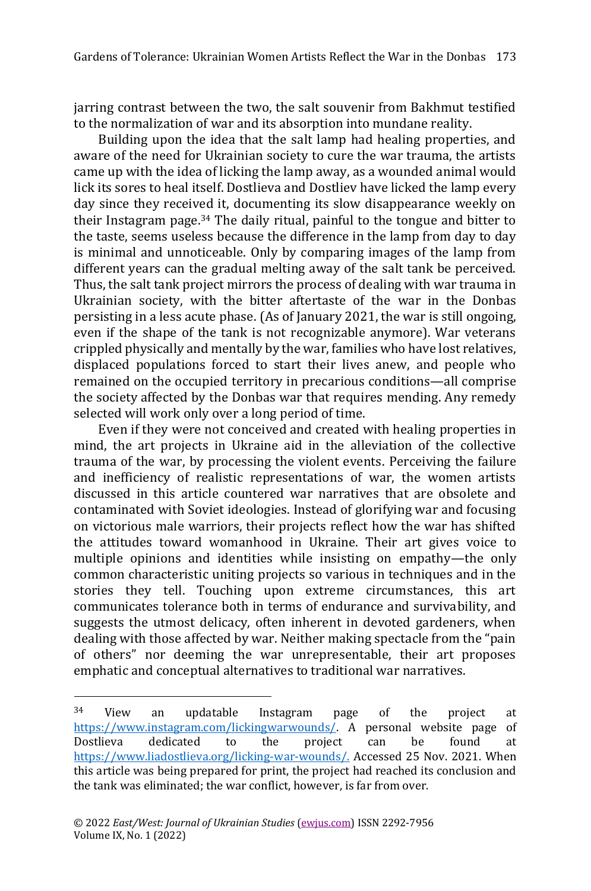jarring contrast between the two, the salt souvenir from Bakhmut testified to the normalization of war and its absorption into mundane reality.

Building upon the idea that the salt lamp had healing properties, and aware of the need for Ukrainian society to cure the war trauma, the artists came up with the idea of licking the lamp away, as a wounded animal would lick its sores to heal itself. Dostlieva and Dostliev have licked the lamp every day since they received it, documenting its slow disappearance weekly on their Instagram page.[34] The daily ritual, painful to the tongue and bitter to the taste, seems useless because the difference in the lamp from day to day is minimal and unnoticeable. Only by comparing images of the lamp from different years can the gradual melting away of the salt tank be perceived. Thus, the salt tank project mirrors the process of dealing with war trauma in Ukrainian society, with the bitter aftertaste of the war in the Donbas persisting in a less acute phase. (As of January 2021, the war is still ongoing, even if the shape of the tank is not recognizable anymore). War veterans crippled physically and mentally by the war, families who have lost relatives, displaced populations forced to start their lives anew, and people who remained on the occupied territory in precarious conditions—all comprise the society affected by the Donbas war that requires mending. Any remedy selected will work only over a long period of time.

Even if they were not conceived and created with healing properties in mind, the art projects in Ukraine aid in the alleviation of the collective trauma of the war, by processing the violent events. Perceiving the failure and inefficiency of realistic representations of war, the women artists discussed in this article countered war narratives that are obsolete and contaminated with Soviet ideologies. Instead of glorifying war and focusing on victorious male warriors, their projects reflect how the war has shifted the attitudes toward womanhood in Ukraine. Their art gives voice to multiple opinions and identities while insisting on empathy—the only common characteristic uniting projects so various in techniques and in the stories they tell. Touching upon extreme circumstances, this art communicates tolerance both in terms of endurance and survivability, and suggests the utmost delicacy, often inherent in devoted gardeners, when dealing with those affected by war. Neither making spectacle from the "pain of others" nor deeming the war unrepresentable, their art proposes emphatic and conceptual alternatives to traditional war narratives.

---

[34] View an updatable Instagram page of the project at https://www.instagram.com/lickingwarwounds/. A personal website page of Dostlieva dedicated to the project can be found at https://www.liadostlieva.org/licking-war-wounds/. Accessed 25 Nov. 2021. When this article was being prepared for print, the project had reached its conclusion and the tank was eliminated; the war conflict, however, is far from over.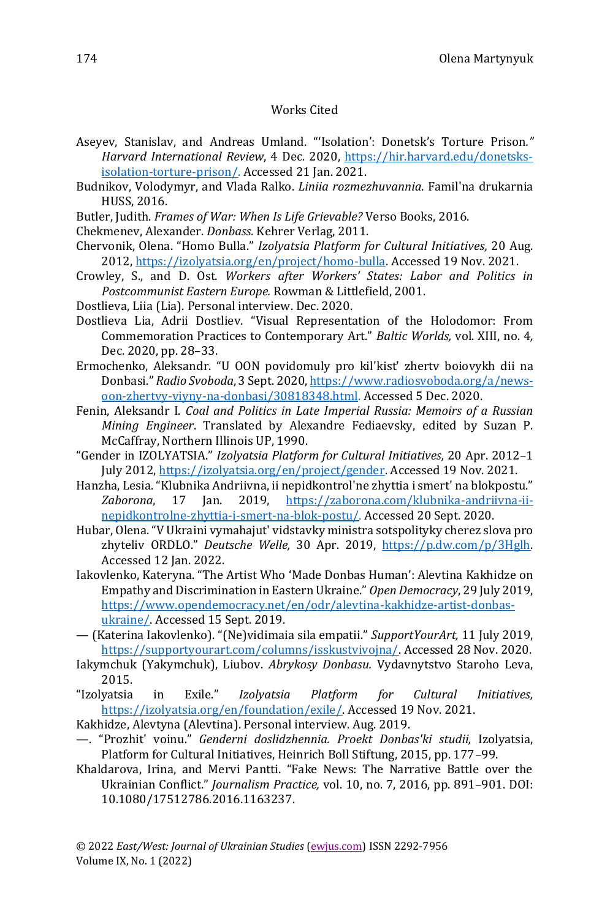## Works Cited

Aseyev, Stanislav, and Andreas Umland. "'Isolation': Donetsk's Torture Prison." *Harvard International Review*, 4 Dec. 2020, https://hir.harvard.edu/donetsks-isolation-torture-prison/. Accessed 21 Jan. 2021.

Budnikov, Volodymyr, and Vlada Ralko. *Liniia rozmezhuvannia*. Famil'na drukarnia HUSS, 2016.

Butler, Judith. *Frames of War: When Is Life Grievable?* Verso Books, 2016.

Chekmenev, Alexander. *Donbass.* Kehrer Verlag, 2011.

Chervonik, Olena. "Homo Bulla." *Izolyatsia Platform for Cultural Initiatives,* 20 Aug. 2012, https://izolyatsia.org/en/project/homo-bulla. Accessed 19 Nov. 2021.

Crowley, S., and D. Ost. *Workers after Workers' States: Labor and Politics in Postcommunist Eastern Europe.* Rowman & Littlefield, 2001.

Dostlieva, Liia (Lia). Personal interview. Dec. 2020.

Dostlieva Lia, Adrii Dostliev. "Visual Representation of the Holodomor: From Commemoration Practices to Contemporary Art." *Baltic Worlds,* vol. XIII, no. 4, Dec. 2020, pp. 28–33.

Ermochenko, Aleksandr. "U OON povidomuly pro kil'kist' zhertv boiovykh dii na Donbasi." *Radio Svoboda*, 3 Sept. 2020, https://www.radiosvoboda.org/a/news-oon-zhertvy-viyny-na-donbasi/30818348.html. Accessed 5 Dec. 2020.

Fenin, Aleksandr I. *Coal and Politics in Late Imperial Russia: Memoirs of a Russian Mining Engineer*. Translated by Alexandre Fediaevsky, edited by Suzan P. McCaffray, Northern Illinois UP, 1990.

"Gender in IZOLYATSIA." *Izolyatsia Platform for Cultural Initiatives,* 20 Apr. 2012–1 July 2012, https://izolyatsia.org/en/project/gender. Accessed 19 Nov. 2021.

Hanzha, Lesia. "Klubnika Andriivna, ii nepidkontrol'ne zhyttia i smert' na blokpostu." *Zaborona*, 17 Jan. 2019, https://zaborona.com/klubnika-andriivna-ii-nepidkontrolne-zhyttia-i-smert-na-blok-postu/. Accessed 20 Sept. 2020.

Hubar, Olena. "V Ukraini vymahajut' vidstavky ministra sotspolityky cherez slova pro zhyteliv ORDLO." *Deutsche Welle,* 30 Apr. 2019, https://p.dw.com/p/3Hglh. Accessed 12 Jan. 2022.

Iakovlenko, Kateryna. "The Artist Who 'Made Donbas Human': Alevtina Kakhidze on Empathy and Discrimination in Eastern Ukraine." *Open Democracy*, 29 July 2019, https://www.opendemocracy.net/en/odr/alevtina-kakhidze-artist-donbas-ukraine/. Accessed 15 Sept. 2019.

— (Katerina Iakovlenko). "(Ne)vidimaia sila empatii." *SupportYourArt,* 11 July 2019, https://supportyourart.com/columns/isskustvivojna/. Accessed 28 Nov. 2020.

Iakymchuk (Yakymchuk), Liubov. *Abrykosy Donbasu.* Vydavnytstvo Staroho Leva, 2015.

"Izolyatsia in Exile." *Izolyatsia Platform for Cultural Initiatives,* https://izolyatsia.org/en/foundation/exile/. Accessed 19 Nov. 2021.

Kakhidze, Alevtyna (Alevtina). Personal interview. Aug. 2019.

—. "Prozhit' voinu." *Genderni doslidzhennia. Proekt Donbas'ki studii,* Izolyatsia, Platform for Cultural Initiatives, Heinrich Boll Stiftung, 2015, pp. 177–99.

Khaldarova, Irina, and Mervi Pantti. "Fake News: The Narrative Battle over the Ukrainian Conflict." *Journalism Practice,* vol. 10, no. 7, 2016, pp. 891–901. DOI: 10.1080/17512786.2016.1163237.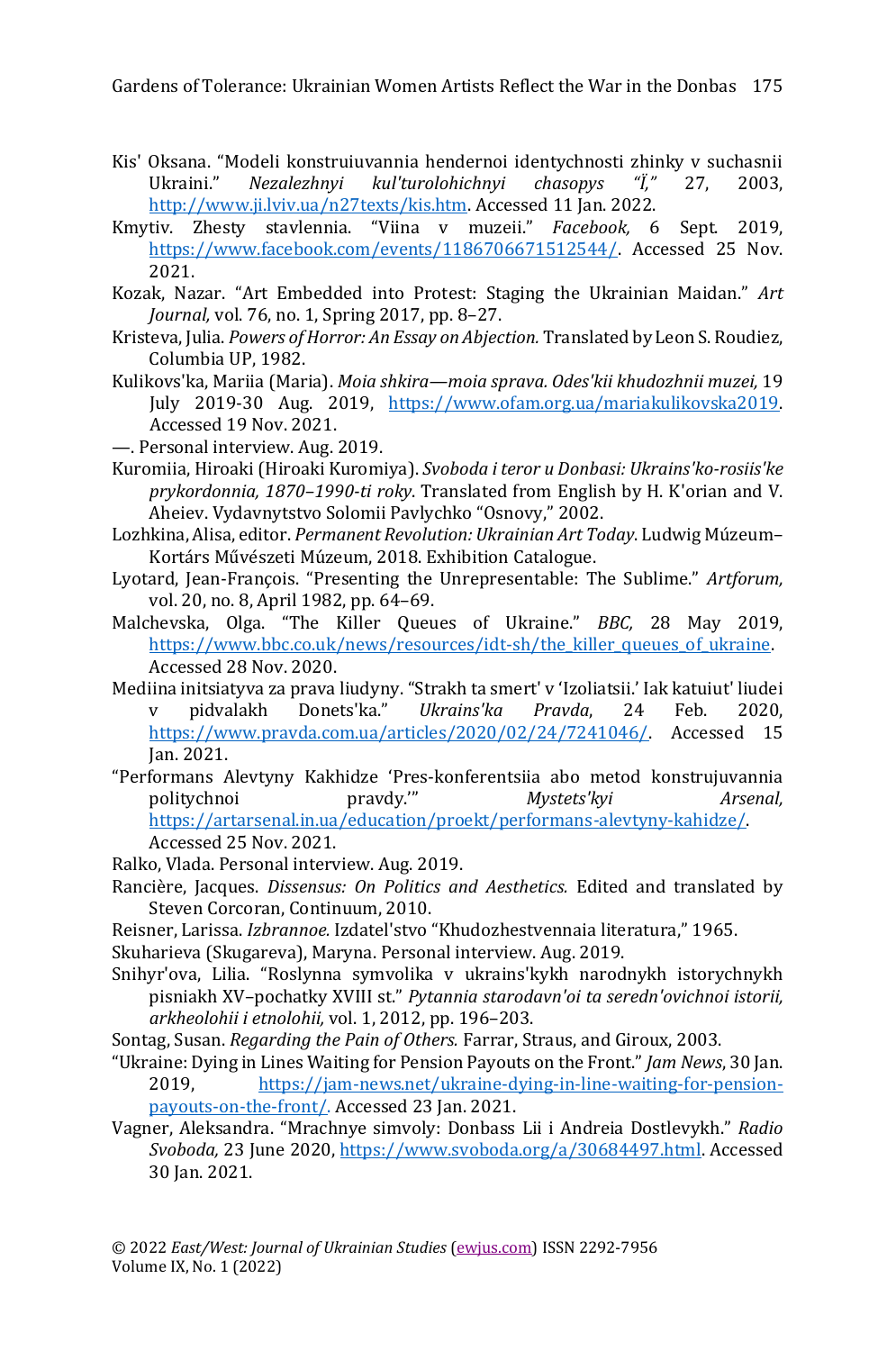Kis' Oksana. "Modeli konstruiuvannia hendernoi identychnosti zhinky v suchasnii Ukraini." *Nezalezhnyi kul'turolohichnyi chasopys "Ï,"* 27, 2003, http://www.ji.lviv.ua/n27texts/kis.htm. Accessed 11 Jan. 2022.

Kmytiv. Zhesty stavlennia. "Viina v muzeii." *Facebook,* 6 Sept. 2019, https://www.facebook.com/events/1186706671512544/. Accessed 25 Nov. 2021.

Kozak, Nazar. "Art Embedded into Protest: Staging the Ukrainian Maidan." *Art Journal,* vol. 76, no. 1, Spring 2017, pp. 8–27.

Kristeva, Julia. *Powers of Horror: An Essay on Abjection.* Translated by Leon S. Roudiez, Columbia UP, 1982.

Kulikovs'ka, Mariia (Maria). *Moia shkira—moia sprava. Odes'kii khudozhnii muzei,* 19 July 2019-30 Aug. 2019, https://www.ofam.org.ua/mariakulikovska2019. Accessed 19 Nov. 2021.

—. Personal interview. Aug. 2019.

Kuromiia, Hiroaki (Hiroaki Kuromiya). *Svoboda i teror u Donbasi: Ukrains'ko-rosiis'ke prykordonnia, 1870–1990-ti roky*. Translated from English by H. K'orian and V. Aheiev. Vydavnytstvo Solomii Pavlychko "Osnovy," 2002.

Lozhkina, Alisa, editor. *Permanent Revolution: Ukrainian Art Today*. Ludwig Múzeum–Kortárs Művészeti Múzeum, 2018. Exhibition Catalogue.

Lyotard, Jean-François. "Presenting the Unrepresentable: The Sublime." *Artforum,* vol. 20, no. 8, April 1982, pp. 64–69.

Malchevska, Olga. "The Killer Queues of Ukraine." *BBC,* 28 May 2019, https://www.bbc.co.uk/news/resources/idt-sh/the_killer_queues_of_ukraine. Accessed 28 Nov. 2020.

Mediina initsiatyva za prava liudyny. "Strakh ta smert' v 'Izoliatsii.' Iak katuiut' liudei v pidvalakh Donets'ka." *Ukrains'ka Pravda*, 24 Feb. 2020, https://www.pravda.com.ua/articles/2020/02/24/7241046/. Accessed 15 Jan. 2021.

"Performans Alevtyny Kakhidze 'Pres-konferentsiia abo metod konstrujuvannia politychnoi pravdy.'" *Mystets'kyi Arsenal,* https://artarsenal.in.ua/education/proekt/performans-alevtyny-kahidze/. Accessed 25 Nov. 2021.

Ralko, Vlada. Personal interview. Aug. 2019.

Rancière, Jacques. *Dissensus: On Politics and Aesthetics.* Edited and translated by Steven Corcoran, Continuum, 2010.

Reisner, Larissa. *Izbrannoe.* Izdatel'stvo "Khudozhestvennaia literatura," 1965.

Skuharieva (Skugareva), Maryna. Personal interview. Aug. 2019.

Snihyr'ova, Lilia. "Roslynna symvolika v ukrains'kykh narodnykh istorychnykh pisniakh XV–pochatky XVIII st." *Pytannia starodavn'oi ta seredn'ovichnoi istorii, arkheolohii i etnolohii,* vol. 1, 2012, pp. 196–203.

Sontag, Susan. *Regarding the Pain of Others.* Farrar, Straus, and Giroux, 2003.

"Ukraine: Dying in Lines Waiting for Pension Payouts on the Front." *Jam News*, 30 Jan. 2019, https://jam-news.net/ukraine-dying-in-line-waiting-for-pension-payouts-on-the-front/. Accessed 23 Jan. 2021.

Vagner, Aleksandra. "Mrachnye simvoly: Donbass Lii i Andreia Dostlevykh." *Radio Svoboda,* 23 June 2020, https://www.svoboda.org/a/30684497.html. Accessed 30 Jan. 2021.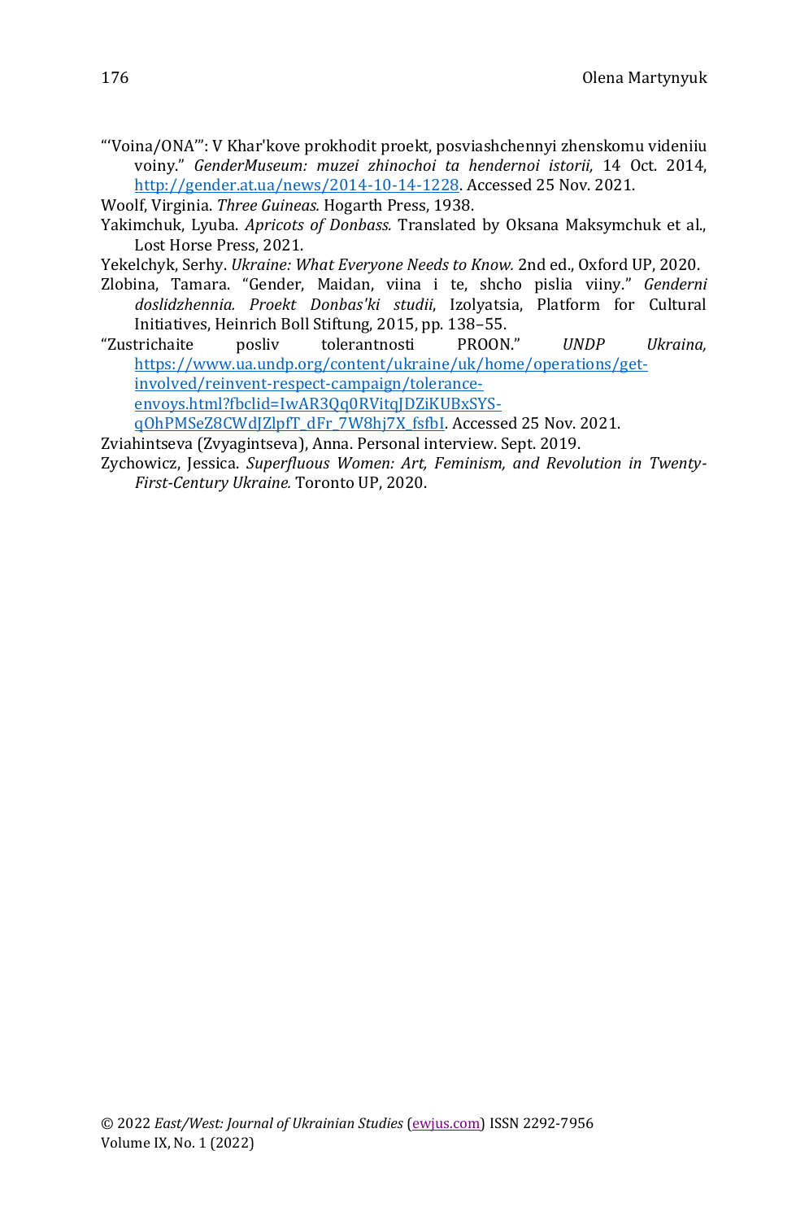"'Voina/ONA'": V Khar'kove prokhodit proekt, posviashchennyi zhenskomu videniiu voiny." *GenderMuseum: muzei zhinochoi ta hendernoi istorii,* 14 Oct. 2014, http://gender.at.ua/news/2014-10-14-1228. Accessed 25 Nov. 2021.

Woolf, Virginia. *Three Guineas.* Hogarth Press, 1938.

Yakimchuk, Lyuba. *Apricots of Donbass.* Translated by Oksana Maksymchuk et al., Lost Horse Press, 2021.

Yekelchyk, Serhy. *Ukraine: What Everyone Needs to Know.* 2nd ed., Oxford UP, 2020.

Zlobina, Tamara. "Gender, Maidan, viina i te, shcho pislia viiny." *Genderni doslidzhennia. Proekt Donbas'ki studii*, Izolyatsia, Platform for Cultural Initiatives, Heinrich Boll Stiftung, 2015, pp. 138–55.

"Zustrichaite posliv tolerantnosti PROON." *UNDP Ukraina,* https://www.ua.undp.org/content/ukraine/uk/home/operations/get-involved/reinvent-respect-campaign/tolerance-envoys.html?fbclid=IwAR3Qq0RVitqJDZiKUBxSYS-qOhPMSeZ8CWdJZlpfT_dFr_7W8hj7X_fsfbI. Accessed 25 Nov. 2021.

Zviahintseva (Zvyagintseva), Anna. Personal interview. Sept. 2019.

Zychowicz, Jessica. *Superfluous Women: Art, Feminism, and Revolution in Twenty-First-Century Ukraine.* Toronto UP, 2020.